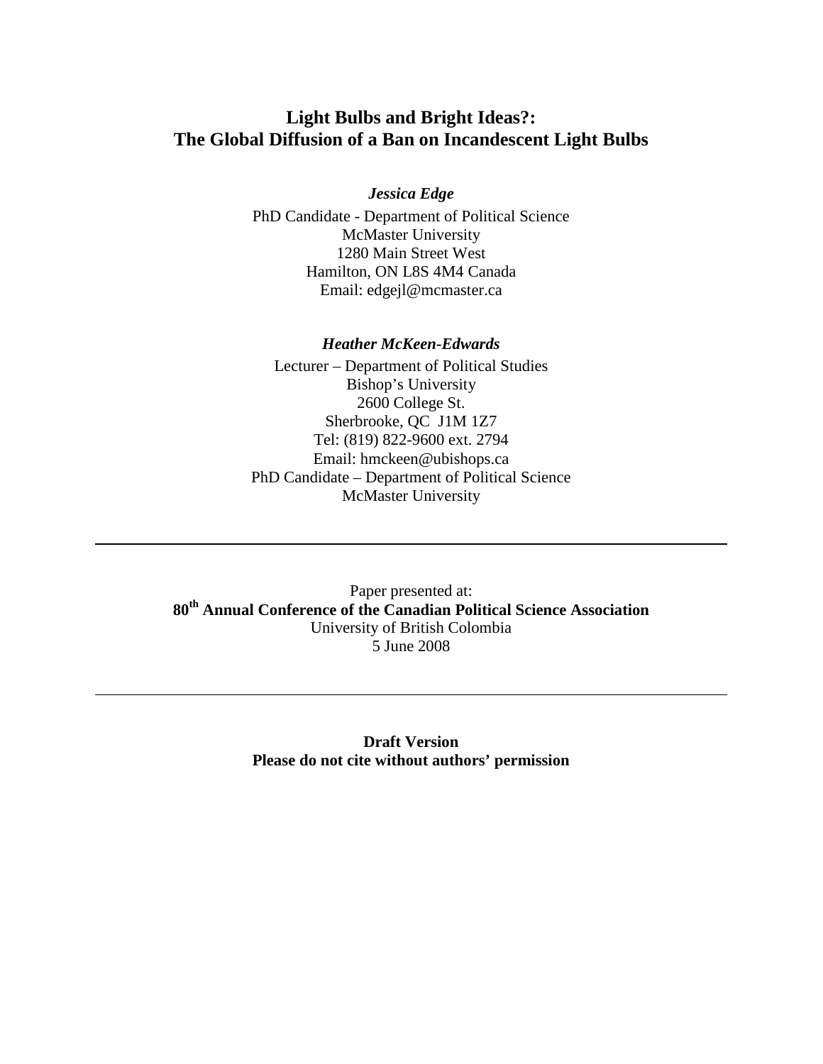# Light Bulbs and Bright Ideas?:
# The Global Diffusion of a Ban on Incandescent Light Bulbs

***Jessica Edge***

PhD Candidate - Department of Political Science
McMaster University
1280 Main Street West
Hamilton, ON L8S 4M4 Canada
Email: edgejl@mcmaster.ca

***Heather McKeen-Edwards***

Lecturer – Department of Political Studies
Bishop's University
2600 College St.
Sherbrooke, QC J1M 1Z7
Tel: (819) 822-9600 ext. 2794
Email: hmckeen@ubishops.ca
PhD Candidate – Department of Political Science
McMaster University

---

Paper presented at:
**80th Annual Conference of the Canadian Political Science Association**
University of British Colombia
5 June 2008

---

**Draft Version**
**Please do not cite without authors' permission**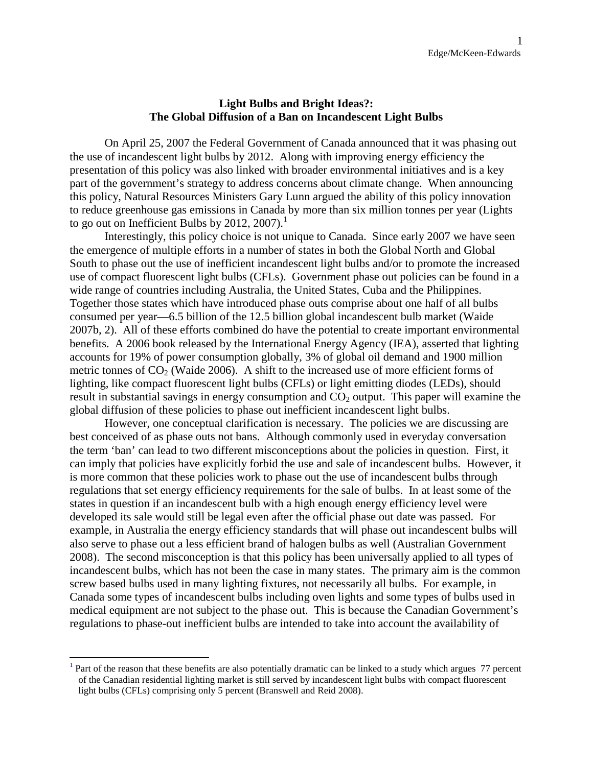**Light Bulbs and Bright Ideas?: The Global Diffusion of a Ban on Incandescent Light Bulbs**

On April 25, 2007 the Federal Government of Canada announced that it was phasing out the use of incandescent light bulbs by 2012. Along with improving energy efficiency the presentation of this policy was also linked with broader environmental initiatives and is a key part of the government's strategy to address concerns about climate change. When announcing this policy, Natural Resources Ministers Gary Lunn argued the ability of this policy innovation to reduce greenhouse gas emissions in Canada by more than six million tonnes per year (Lights to go out on Inefficient Bulbs by 2012, 2007).[1]

Interestingly, this policy choice is not unique to Canada. Since early 2007 we have seen the emergence of multiple efforts in a number of states in both the Global North and Global South to phase out the use of inefficient incandescent light bulbs and/or to promote the increased use of compact fluorescent light bulbs (CFLs). Government phase out policies can be found in a wide range of countries including Australia, the United States, Cuba and the Philippines. Together those states which have introduced phase outs comprise about one half of all bulbs consumed per year—6.5 billion of the 12.5 billion global incandescent bulb market (Waide 2007b, 2). All of these efforts combined do have the potential to create important environmental benefits. A 2006 book released by the International Energy Agency (IEA), asserted that lighting accounts for 19% of power consumption globally, 3% of global oil demand and 1900 million metric tonnes of $CO_2$ (Waide 2006). A shift to the increased use of more efficient forms of lighting, like compact fluorescent light bulbs (CFLs) or light emitting diodes (LEDs), should result in substantial savings in energy consumption and $CO_2$ output. This paper will examine the global diffusion of these policies to phase out inefficient incandescent light bulbs.

However, one conceptual clarification is necessary. The policies we are discussing are best conceived of as phase outs not bans. Although commonly used in everyday conversation the term 'ban' can lead to two different misconceptions about the policies in question. First, it can imply that policies have explicitly forbid the use and sale of incandescent bulbs. However, it is more common that these policies work to phase out the use of incandescent bulbs through regulations that set energy efficiency requirements for the sale of bulbs. In at least some of the states in question if an incandescent bulb with a high enough energy efficiency level were developed its sale would still be legal even after the official phase out date was passed. For example, in Australia the energy efficiency standards that will phase out incandescent bulbs will also serve to phase out a less efficient brand of halogen bulbs as well (Australian Government 2008). The second misconception is that this policy has been universally applied to all types of incandescent bulbs, which has not been the case in many states. The primary aim is the common screw based bulbs used in many lighting fixtures, not necessarily all bulbs. For example, in Canada some types of incandescent bulbs including oven lights and some types of bulbs used in medical equipment are not subject to the phase out. This is because the Canadian Government's regulations to phase-out inefficient bulbs are intended to take into account the availability of

[1] Part of the reason that these benefits are also potentially dramatic can be linked to a study which argues 77 percent of the Canadian residential lighting market is still served by incandescent light bulbs with compact fluorescent light bulbs (CFLs) comprising only 5 percent (Branswell and Reid 2008).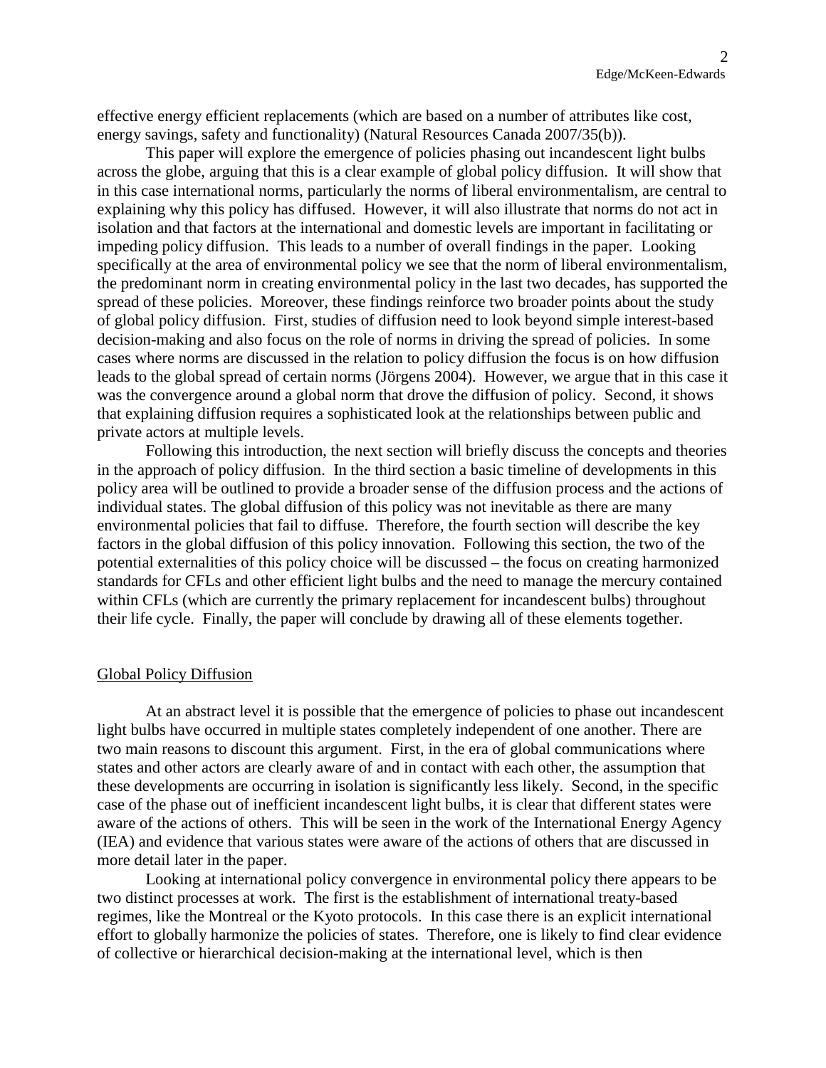effective energy efficient replacements (which are based on a number of attributes like cost, energy savings, safety and functionality) (Natural Resources Canada 2007/35(b)).

This paper will explore the emergence of policies phasing out incandescent light bulbs across the globe, arguing that this is a clear example of global policy diffusion. It will show that in this case international norms, particularly the norms of liberal environmentalism, are central to explaining why this policy has diffused. However, it will also illustrate that norms do not act in isolation and that factors at the international and domestic levels are important in facilitating or impeding policy diffusion. This leads to a number of overall findings in the paper. Looking specifically at the area of environmental policy we see that the norm of liberal environmentalism, the predominant norm in creating environmental policy in the last two decades, has supported the spread of these policies. Moreover, these findings reinforce two broader points about the study of global policy diffusion. First, studies of diffusion need to look beyond simple interest-based decision-making and also focus on the role of norms in driving the spread of policies. In some cases where norms are discussed in the relation to policy diffusion the focus is on how diffusion leads to the global spread of certain norms (Jörgens 2004). However, we argue that in this case it was the convergence around a global norm that drove the diffusion of policy. Second, it shows that explaining diffusion requires a sophisticated look at the relationships between public and private actors at multiple levels.

Following this introduction, the next section will briefly discuss the concepts and theories in the approach of policy diffusion. In the third section a basic timeline of developments in this policy area will be outlined to provide a broader sense of the diffusion process and the actions of individual states. The global diffusion of this policy was not inevitable as there are many environmental policies that fail to diffuse. Therefore, the fourth section will describe the key factors in the global diffusion of this policy innovation. Following this section, the two of the potential externalities of this policy choice will be discussed – the focus on creating harmonized standards for CFLs and other efficient light bulbs and the need to manage the mercury contained within CFLs (which are currently the primary replacement for incandescent bulbs) throughout their life cycle. Finally, the paper will conclude by drawing all of these elements together.

## Global Policy Diffusion

At an abstract level it is possible that the emergence of policies to phase out incandescent light bulbs have occurred in multiple states completely independent of one another. There are two main reasons to discount this argument. First, in the era of global communications where states and other actors are clearly aware of and in contact with each other, the assumption that these developments are occurring in isolation is significantly less likely. Second, in the specific case of the phase out of inefficient incandescent light bulbs, it is clear that different states were aware of the actions of others. This will be seen in the work of the International Energy Agency (IEA) and evidence that various states were aware of the actions of others that are discussed in more detail later in the paper.

Looking at international policy convergence in environmental policy there appears to be two distinct processes at work. The first is the establishment of international treaty-based regimes, like the Montreal or the Kyoto protocols. In this case there is an explicit international effort to globally harmonize the policies of states. Therefore, one is likely to find clear evidence of collective or hierarchical decision-making at the international level, which is then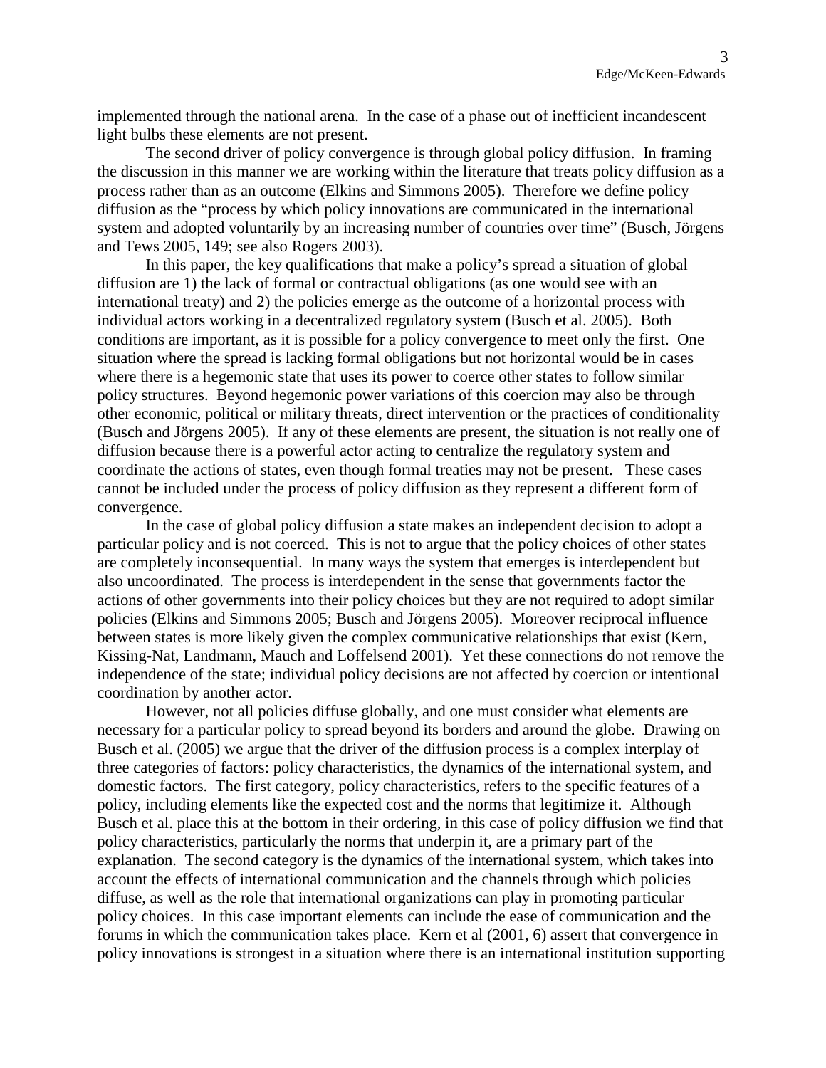implemented through the national arena. In the case of a phase out of inefficient incandescent light bulbs these elements are not present.

The second driver of policy convergence is through global policy diffusion. In framing the discussion in this manner we are working within the literature that treats policy diffusion as a process rather than as an outcome (Elkins and Simmons 2005). Therefore we define policy diffusion as the "process by which policy innovations are communicated in the international system and adopted voluntarily by an increasing number of countries over time" (Busch, Jörgens and Tews 2005, 149; see also Rogers 2003).

In this paper, the key qualifications that make a policy's spread a situation of global diffusion are 1) the lack of formal or contractual obligations (as one would see with an international treaty) and 2) the policies emerge as the outcome of a horizontal process with individual actors working in a decentralized regulatory system (Busch et al. 2005). Both conditions are important, as it is possible for a policy convergence to meet only the first. One situation where the spread is lacking formal obligations but not horizontal would be in cases where there is a hegemonic state that uses its power to coerce other states to follow similar policy structures. Beyond hegemonic power variations of this coercion may also be through other economic, political or military threats, direct intervention or the practices of conditionality (Busch and Jörgens 2005). If any of these elements are present, the situation is not really one of diffusion because there is a powerful actor acting to centralize the regulatory system and coordinate the actions of states, even though formal treaties may not be present. These cases cannot be included under the process of policy diffusion as they represent a different form of convergence.

In the case of global policy diffusion a state makes an independent decision to adopt a particular policy and is not coerced. This is not to argue that the policy choices of other states are completely inconsequential. In many ways the system that emerges is interdependent but also uncoordinated. The process is interdependent in the sense that governments factor the actions of other governments into their policy choices but they are not required to adopt similar policies (Elkins and Simmons 2005; Busch and Jörgens 2005). Moreover reciprocal influence between states is more likely given the complex communicative relationships that exist (Kern, Kissing-Nat, Landmann, Mauch and Loffelsend 2001). Yet these connections do not remove the independence of the state; individual policy decisions are not affected by coercion or intentional coordination by another actor.

However, not all policies diffuse globally, and one must consider what elements are necessary for a particular policy to spread beyond its borders and around the globe. Drawing on Busch et al. (2005) we argue that the driver of the diffusion process is a complex interplay of three categories of factors: policy characteristics, the dynamics of the international system, and domestic factors. The first category, policy characteristics, refers to the specific features of a policy, including elements like the expected cost and the norms that legitimize it. Although Busch et al. place this at the bottom in their ordering, in this case of policy diffusion we find that policy characteristics, particularly the norms that underpin it, are a primary part of the explanation. The second category is the dynamics of the international system, which takes into account the effects of international communication and the channels through which policies diffuse, as well as the role that international organizations can play in promoting particular policy choices. In this case important elements can include the ease of communication and the forums in which the communication takes place. Kern et al (2001, 6) assert that convergence in policy innovations is strongest in a situation where there is an international institution supporting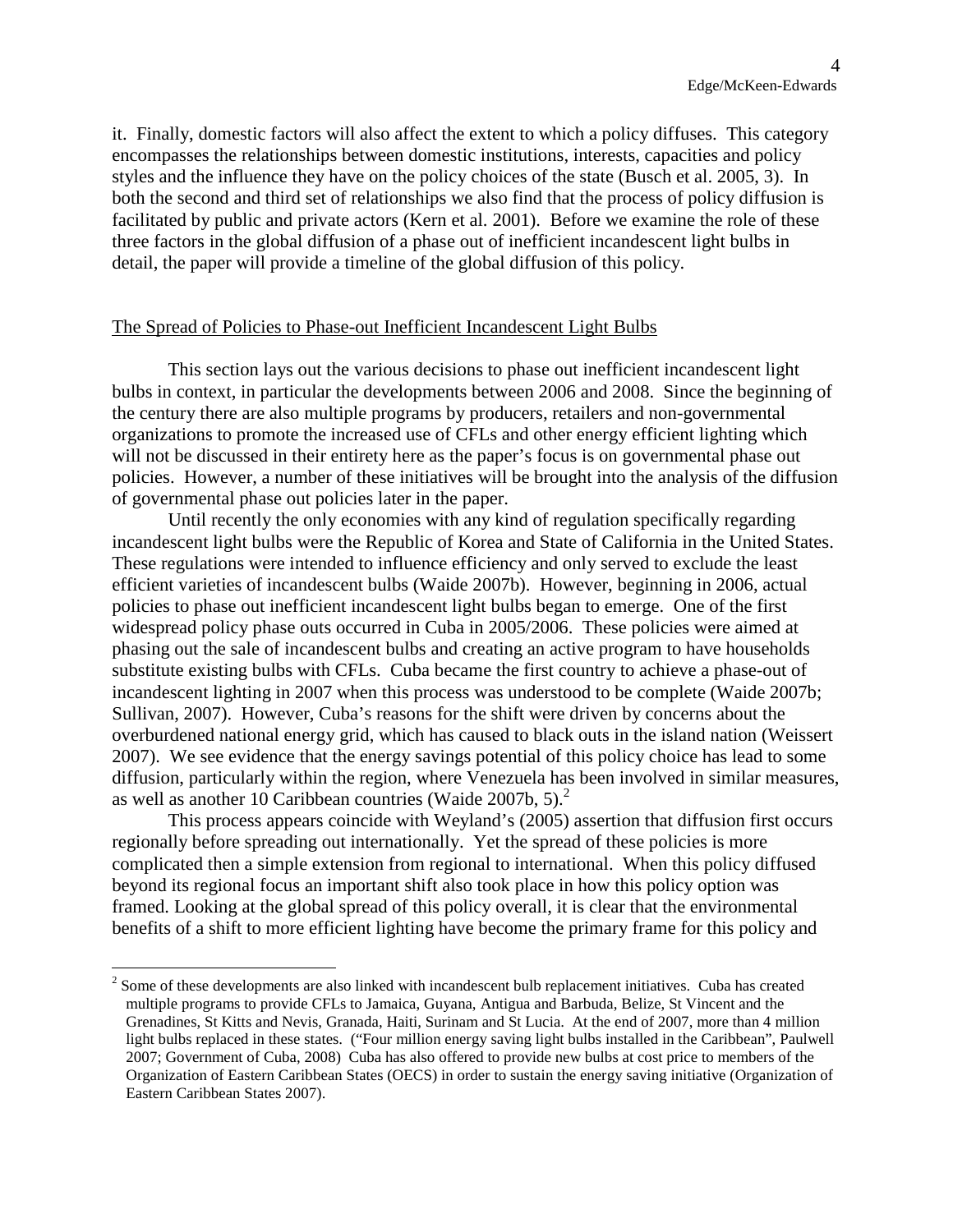it. Finally, domestic factors will also affect the extent to which a policy diffuses. This category encompasses the relationships between domestic institutions, interests, capacities and policy styles and the influence they have on the policy choices of the state (Busch et al. 2005, 3). In both the second and third set of relationships we also find that the process of policy diffusion is facilitated by public and private actors (Kern et al. 2001). Before we examine the role of these three factors in the global diffusion of a phase out of inefficient incandescent light bulbs in detail, the paper will provide a timeline of the global diffusion of this policy.

## The Spread of Policies to Phase-out Inefficient Incandescent Light Bulbs

This section lays out the various decisions to phase out inefficient incandescent light bulbs in context, in particular the developments between 2006 and 2008. Since the beginning of the century there are also multiple programs by producers, retailers and non-governmental organizations to promote the increased use of CFLs and other energy efficient lighting which will not be discussed in their entirety here as the paper's focus is on governmental phase out policies. However, a number of these initiatives will be brought into the analysis of the diffusion of governmental phase out policies later in the paper.

Until recently the only economies with any kind of regulation specifically regarding incandescent light bulbs were the Republic of Korea and State of California in the United States. These regulations were intended to influence efficiency and only served to exclude the least efficient varieties of incandescent bulbs (Waide 2007b). However, beginning in 2006, actual policies to phase out inefficient incandescent light bulbs began to emerge. One of the first widespread policy phase outs occurred in Cuba in 2005/2006. These policies were aimed at phasing out the sale of incandescent bulbs and creating an active program to have households substitute existing bulbs with CFLs. Cuba became the first country to achieve a phase-out of incandescent lighting in 2007 when this process was understood to be complete (Waide 2007b; Sullivan, 2007). However, Cuba's reasons for the shift were driven by concerns about the overburdened national energy grid, which has caused to black outs in the island nation (Weissert 2007). We see evidence that the energy savings potential of this policy choice has lead to some diffusion, particularly within the region, where Venezuela has been involved in similar measures, as well as another 10 Caribbean countries (Waide 2007b, 5).[2]

This process appears coincide with Weyland's (2005) assertion that diffusion first occurs regionally before spreading out internationally. Yet the spread of these policies is more complicated then a simple extension from regional to international. When this policy diffused beyond its regional focus an important shift also took place in how this policy option was framed. Looking at the global spread of this policy overall, it is clear that the environmental benefits of a shift to more efficient lighting have become the primary frame for this policy and

[2] Some of these developments are also linked with incandescent bulb replacement initiatives. Cuba has created multiple programs to provide CFLs to Jamaica, Guyana, Antigua and Barbuda, Belize, St Vincent and the Grenadines, St Kitts and Nevis, Granada, Haiti, Surinam and St Lucia. At the end of 2007, more than 4 million light bulbs replaced in these states. ("Four million energy saving light bulbs installed in the Caribbean", Paulwell 2007; Government of Cuba, 2008) Cuba has also offered to provide new bulbs at cost price to members of the Organization of Eastern Caribbean States (OECS) in order to sustain the energy saving initiative (Organization of Eastern Caribbean States 2007).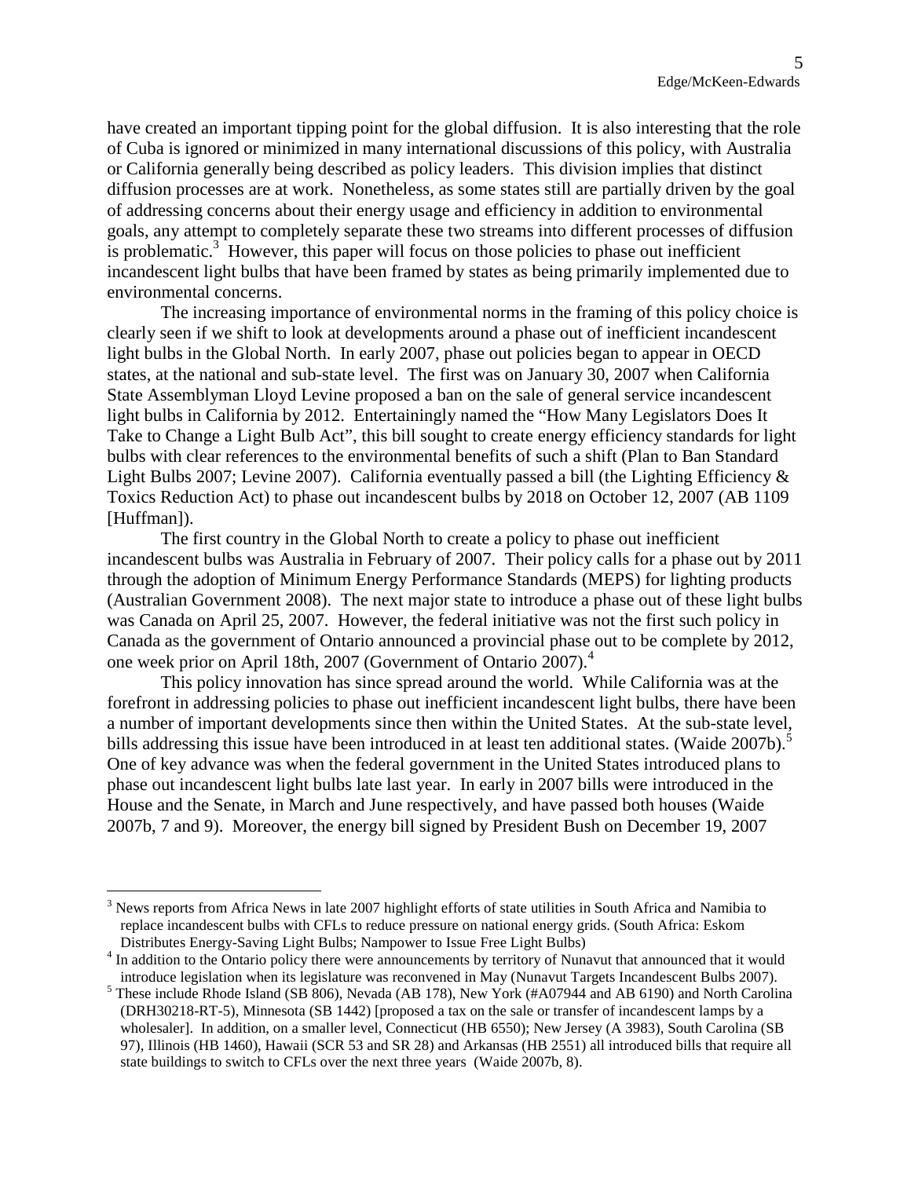have created an important tipping point for the global diffusion. It is also interesting that the role of Cuba is ignored or minimized in many international discussions of this policy, with Australia or California generally being described as policy leaders. This division implies that distinct diffusion processes are at work. Nonetheless, as some states still are partially driven by the goal of addressing concerns about their energy usage and efficiency in addition to environmental goals, any attempt to completely separate these two streams into different processes of diffusion is problematic.[3] However, this paper will focus on those policies to phase out inefficient incandescent light bulbs that have been framed by states as being primarily implemented due to environmental concerns.

The increasing importance of environmental norms in the framing of this policy choice is clearly seen if we shift to look at developments around a phase out of inefficient incandescent light bulbs in the Global North. In early 2007, phase out policies began to appear in OECD states, at the national and sub-state level. The first was on January 30, 2007 when California State Assemblyman Lloyd Levine proposed a ban on the sale of general service incandescent light bulbs in California by 2012. Entertainingly named the "How Many Legislators Does It Take to Change a Light Bulb Act", this bill sought to create energy efficiency standards for light bulbs with clear references to the environmental benefits of such a shift (Plan to Ban Standard Light Bulbs 2007; Levine 2007). California eventually passed a bill (the Lighting Efficiency & Toxics Reduction Act) to phase out incandescent bulbs by 2018 on October 12, 2007 (AB 1109 [Huffman]).

The first country in the Global North to create a policy to phase out inefficient incandescent bulbs was Australia in February of 2007. Their policy calls for a phase out by 2011 through the adoption of Minimum Energy Performance Standards (MEPS) for lighting products (Australian Government 2008). The next major state to introduce a phase out of these light bulbs was Canada on April 25, 2007. However, the federal initiative was not the first such policy in Canada as the government of Ontario announced a provincial phase out to be complete by 2012, one week prior on April 18th, 2007 (Government of Ontario 2007).[4]

This policy innovation has since spread around the world. While California was at the forefront in addressing policies to phase out inefficient incandescent light bulbs, there have been a number of important developments since then within the United States. At the sub-state level, bills addressing this issue have been introduced in at least ten additional states. (Waide 2007b).[5] One of key advance was when the federal government in the United States introduced plans to phase out incandescent light bulbs late last year. In early in 2007 bills were introduced in the House and the Senate, in March and June respectively, and have passed both houses (Waide 2007b, 7 and 9). Moreover, the energy bill signed by President Bush on December 19, 2007

---

[3] News reports from Africa News in late 2007 highlight efforts of state utilities in South Africa and Namibia to replace incandescent bulbs with CFLs to reduce pressure on national energy grids. (South Africa: Eskom Distributes Energy-Saving Light Bulbs; Nampower to Issue Free Light Bulbs)

[4] In addition to the Ontario policy there were announcements by territory of Nunavut that announced that it would introduce legislation when its legislature was reconvened in May (Nunavut Targets Incandescent Bulbs 2007).

[5] These include Rhode Island (SB 806), Nevada (AB 178), New York (#A07944 and AB 6190) and North Carolina (DRH30218-RT-5), Minnesota (SB 1442) [proposed a tax on the sale or transfer of incandescent lamps by a wholesaler]. In addition, on a smaller level, Connecticut (HB 6550); New Jersey (A 3983), South Carolina (SB 97), Illinois (HB 1460), Hawaii (SCR 53 and SR 28) and Arkansas (HB 2551) all introduced bills that require all state buildings to switch to CFLs over the next three years (Waide 2007b, 8).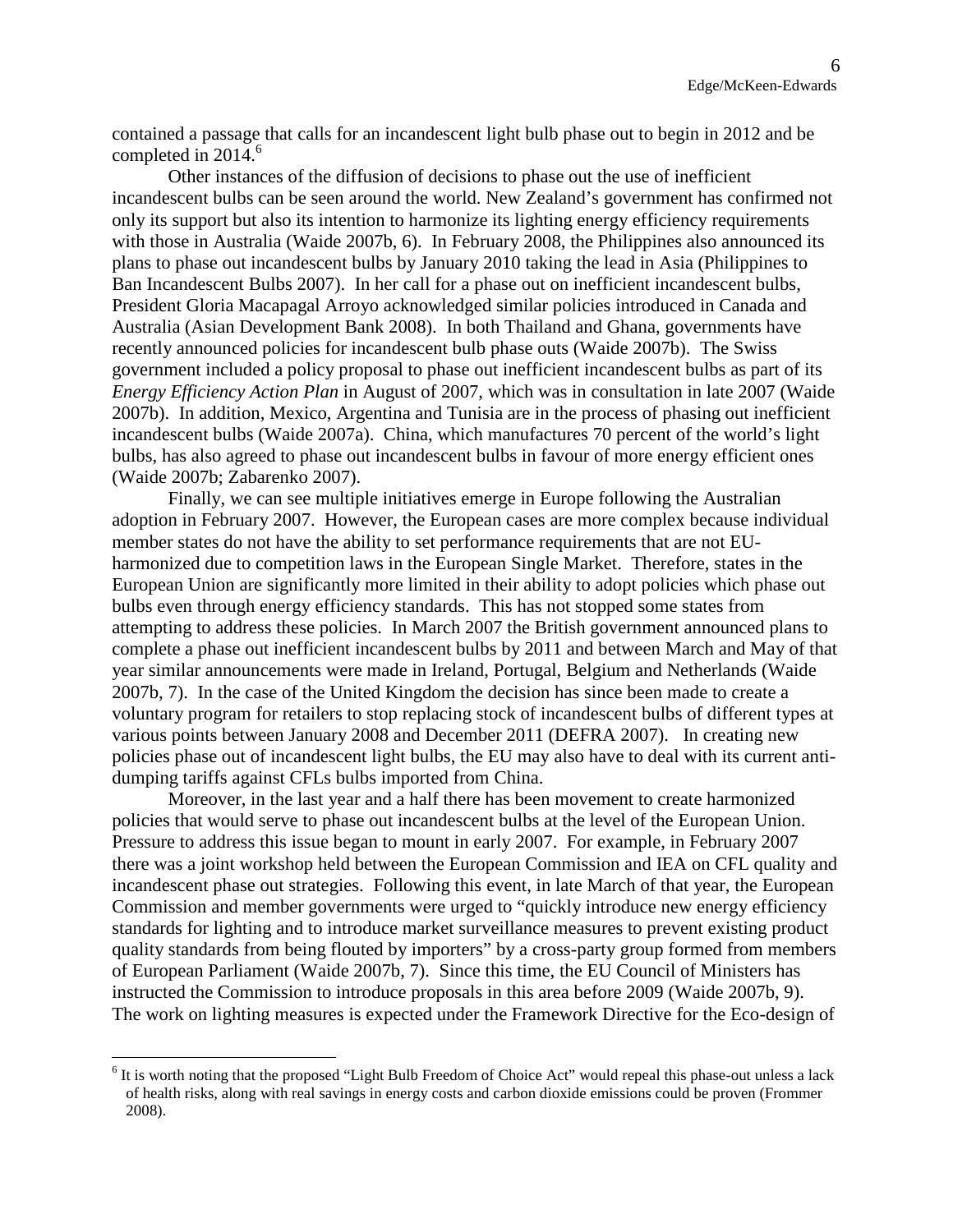contained a passage that calls for an incandescent light bulb phase out to begin in 2012 and be completed in 2014.[6]

Other instances of the diffusion of decisions to phase out the use of inefficient incandescent bulbs can be seen around the world. New Zealand's government has confirmed not only its support but also its intention to harmonize its lighting energy efficiency requirements with those in Australia (Waide 2007b, 6). In February 2008, the Philippines also announced its plans to phase out incandescent bulbs by January 2010 taking the lead in Asia (Philippines to Ban Incandescent Bulbs 2007). In her call for a phase out on inefficient incandescent bulbs, President Gloria Macapagal Arroyo acknowledged similar policies introduced in Canada and Australia (Asian Development Bank 2008). In both Thailand and Ghana, governments have recently announced policies for incandescent bulb phase outs (Waide 2007b). The Swiss government included a policy proposal to phase out inefficient incandescent bulbs as part of its *Energy Efficiency Action Plan* in August of 2007, which was in consultation in late 2007 (Waide 2007b). In addition, Mexico, Argentina and Tunisia are in the process of phasing out inefficient incandescent bulbs (Waide 2007a). China, which manufactures 70 percent of the world's light bulbs, has also agreed to phase out incandescent bulbs in favour of more energy efficient ones (Waide 2007b; Zabarenko 2007).

Finally, we can see multiple initiatives emerge in Europe following the Australian adoption in February 2007. However, the European cases are more complex because individual member states do not have the ability to set performance requirements that are not EU-harmonized due to competition laws in the European Single Market. Therefore, states in the European Union are significantly more limited in their ability to adopt policies which phase out bulbs even through energy efficiency standards. This has not stopped some states from attempting to address these policies. In March 2007 the British government announced plans to complete a phase out inefficient incandescent bulbs by 2011 and between March and May of that year similar announcements were made in Ireland, Portugal, Belgium and Netherlands (Waide 2007b, 7). In the case of the United Kingdom the decision has since been made to create a voluntary program for retailers to stop replacing stock of incandescent bulbs of different types at various points between January 2008 and December 2011 (DEFRA 2007). In creating new policies phase out of incandescent light bulbs, the EU may also have to deal with its current anti-dumping tariffs against CFLs bulbs imported from China.

Moreover, in the last year and a half there has been movement to create harmonized policies that would serve to phase out incandescent bulbs at the level of the European Union. Pressure to address this issue began to mount in early 2007. For example, in February 2007 there was a joint workshop held between the European Commission and IEA on CFL quality and incandescent phase out strategies. Following this event, in late March of that year, the European Commission and member governments were urged to "quickly introduce new energy efficiency standards for lighting and to introduce market surveillance measures to prevent existing product quality standards from being flouted by importers" by a cross-party group formed from members of European Parliament (Waide 2007b, 7). Since this time, the EU Council of Ministers has instructed the Commission to introduce proposals in this area before 2009 (Waide 2007b, 9). The work on lighting measures is expected under the Framework Directive for the Eco-design of

[6] It is worth noting that the proposed "Light Bulb Freedom of Choice Act" would repeal this phase-out unless a lack of health risks, along with real savings in energy costs and carbon dioxide emissions could be proven (Frommer 2008).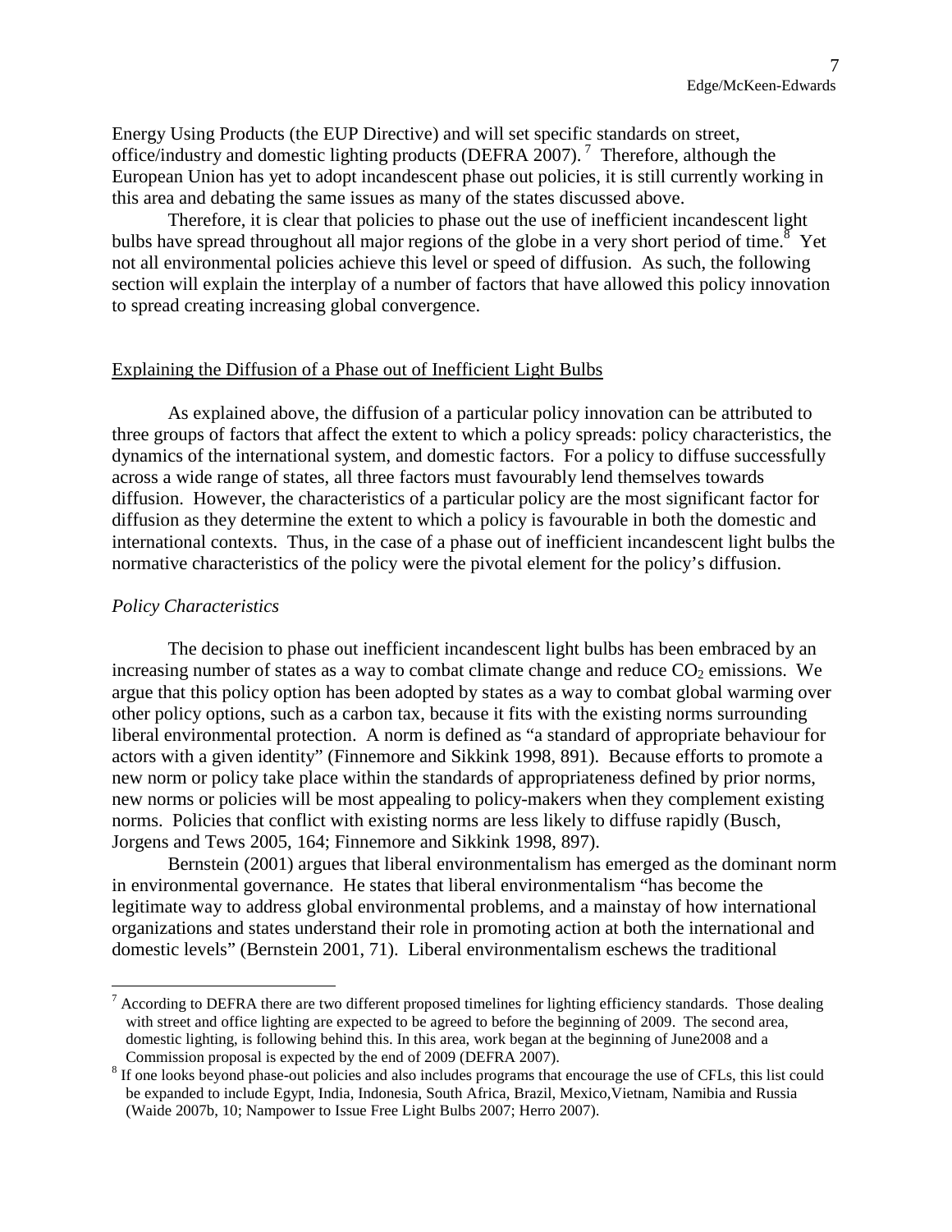Energy Using Products (the EUP Directive) and will set specific standards on street, office/industry and domestic lighting products (DEFRA 2007).[7] Therefore, although the European Union has yet to adopt incandescent phase out policies, it is still currently working in this area and debating the same issues as many of the states discussed above.

Therefore, it is clear that policies to phase out the use of inefficient incandescent light bulbs have spread throughout all major regions of the globe in a very short period of time.[8] Yet not all environmental policies achieve this level or speed of diffusion. As such, the following section will explain the interplay of a number of factors that have allowed this policy innovation to spread creating increasing global convergence.

## Explaining the Diffusion of a Phase out of Inefficient Light Bulbs

As explained above, the diffusion of a particular policy innovation can be attributed to three groups of factors that affect the extent to which a policy spreads: policy characteristics, the dynamics of the international system, and domestic factors. For a policy to diffuse successfully across a wide range of states, all three factors must favourably lend themselves towards diffusion. However, the characteristics of a particular policy are the most significant factor for diffusion as they determine the extent to which a policy is favourable in both the domestic and international contexts. Thus, in the case of a phase out of inefficient incandescent light bulbs the normative characteristics of the policy were the pivotal element for the policy's diffusion.

### *Policy Characteristics*

The decision to phase out inefficient incandescent light bulbs has been embraced by an increasing number of states as a way to combat climate change and reduce $CO_2$ emissions. We argue that this policy option has been adopted by states as a way to combat global warming over other policy options, such as a carbon tax, because it fits with the existing norms surrounding liberal environmental protection. A norm is defined as "a standard of appropriate behaviour for actors with a given identity" (Finnemore and Sikkink 1998, 891). Because efforts to promote a new norm or policy take place within the standards of appropriateness defined by prior norms, new norms or policies will be most appealing to policy-makers when they complement existing norms. Policies that conflict with existing norms are less likely to diffuse rapidly (Busch, Jorgens and Tews 2005, 164; Finnemore and Sikkink 1998, 897).

Bernstein (2001) argues that liberal environmentalism has emerged as the dominant norm in environmental governance. He states that liberal environmentalism "has become the legitimate way to address global environmental problems, and a mainstay of how international organizations and states understand their role in promoting action at both the international and domestic levels" (Bernstein 2001, 71). Liberal environmentalism eschews the traditional

---

[7] According to DEFRA there are two different proposed timelines for lighting efficiency standards. Those dealing with street and office lighting are expected to be agreed to before the beginning of 2009. The second area, domestic lighting, is following behind this. In this area, work began at the beginning of June2008 and a Commission proposal is expected by the end of 2009 (DEFRA 2007).

[8] If one looks beyond phase-out policies and also includes programs that encourage the use of CFLs, this list could be expanded to include Egypt, India, Indonesia, South Africa, Brazil, Mexico,Vietnam, Namibia and Russia (Waide 2007b, 10; Nampower to Issue Free Light Bulbs 2007; Herro 2007).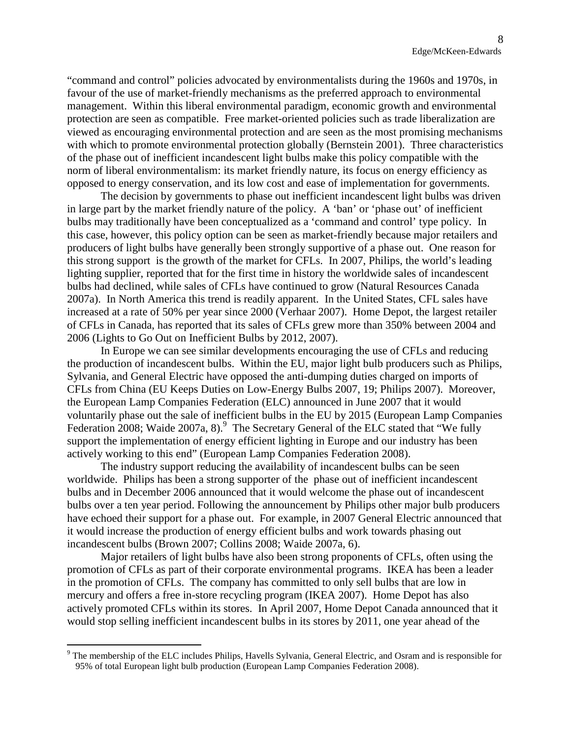"command and control" policies advocated by environmentalists during the 1960s and 1970s, in favour of the use of market-friendly mechanisms as the preferred approach to environmental management. Within this liberal environmental paradigm, economic growth and environmental protection are seen as compatible. Free market-oriented policies such as trade liberalization are viewed as encouraging environmental protection and are seen as the most promising mechanisms with which to promote environmental protection globally (Bernstein 2001). Three characteristics of the phase out of inefficient incandescent light bulbs make this policy compatible with the norm of liberal environmentalism: its market friendly nature, its focus on energy efficiency as opposed to energy conservation, and its low cost and ease of implementation for governments.

The decision by governments to phase out inefficient incandescent light bulbs was driven in large part by the market friendly nature of the policy. A 'ban' or 'phase out' of inefficient bulbs may traditionally have been conceptualized as a 'command and control' type policy. In this case, however, this policy option can be seen as market-friendly because major retailers and producers of light bulbs have generally been strongly supportive of a phase out. One reason for this strong support is the growth of the market for CFLs. In 2007, Philips, the world's leading lighting supplier, reported that for the first time in history the worldwide sales of incandescent bulbs had declined, while sales of CFLs have continued to grow (Natural Resources Canada 2007a). In North America this trend is readily apparent. In the United States, CFL sales have increased at a rate of 50% per year since 2000 (Verhaar 2007). Home Depot, the largest retailer of CFLs in Canada, has reported that its sales of CFLs grew more than 350% between 2004 and 2006 (Lights to Go Out on Inefficient Bulbs by 2012, 2007).

In Europe we can see similar developments encouraging the use of CFLs and reducing the production of incandescent bulbs. Within the EU, major light bulb producers such as Philips, Sylvania, and General Electric have opposed the anti-dumping duties charged on imports of CFLs from China (EU Keeps Duties on Low-Energy Bulbs 2007, 19; Philips 2007). Moreover, the European Lamp Companies Federation (ELC) announced in June 2007 that it would voluntarily phase out the sale of inefficient bulbs in the EU by 2015 (European Lamp Companies Federation 2008; Waide 2007a, 8).[9] The Secretary General of the ELC stated that "We fully support the implementation of energy efficient lighting in Europe and our industry has been actively working to this end" (European Lamp Companies Federation 2008).

The industry support reducing the availability of incandescent bulbs can be seen worldwide. Philips has been a strong supporter of the phase out of inefficient incandescent bulbs and in December 2006 announced that it would welcome the phase out of incandescent bulbs over a ten year period. Following the announcement by Philips other major bulb producers have echoed their support for a phase out. For example, in 2007 General Electric announced that it would increase the production of energy efficient bulbs and work towards phasing out incandescent bulbs (Brown 2007; Collins 2008; Waide 2007a, 6).

Major retailers of light bulbs have also been strong proponents of CFLs, often using the promotion of CFLs as part of their corporate environmental programs. IKEA has been a leader in the promotion of CFLs. The company has committed to only sell bulbs that are low in mercury and offers a free in-store recycling program (IKEA 2007). Home Depot has also actively promoted CFLs within its stores. In April 2007, Home Depot Canada announced that it would stop selling inefficient incandescent bulbs in its stores by 2011, one year ahead of the

[9] The membership of the ELC includes Philips, Havells Sylvania, General Electric, and Osram and is responsible for 95% of total European light bulb production (European Lamp Companies Federation 2008).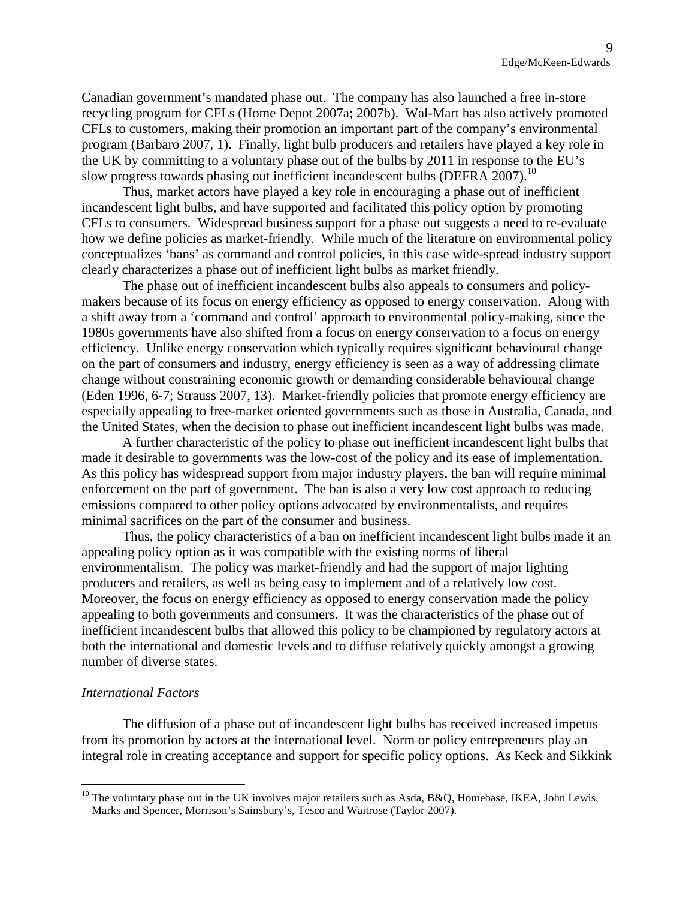Canadian government's mandated phase out. The company has also launched a free in-store recycling program for CFLs (Home Depot 2007a; 2007b). Wal-Mart has also actively promoted CFLs to customers, making their promotion an important part of the company's environmental program (Barbaro 2007, 1). Finally, light bulb producers and retailers have played a key role in the UK by committing to a voluntary phase out of the bulbs by 2011 in response to the EU's slow progress towards phasing out inefficient incandescent bulbs (DEFRA 2007).[10]

Thus, market actors have played a key role in encouraging a phase out of inefficient incandescent light bulbs, and have supported and facilitated this policy option by promoting CFLs to consumers. Widespread business support for a phase out suggests a need to re-evaluate how we define policies as market-friendly. While much of the literature on environmental policy conceptualizes 'bans' as command and control policies, in this case wide-spread industry support clearly characterizes a phase out of inefficient light bulbs as market friendly.

The phase out of inefficient incandescent bulbs also appeals to consumers and policy-makers because of its focus on energy efficiency as opposed to energy conservation. Along with a shift away from a 'command and control' approach to environmental policy-making, since the 1980s governments have also shifted from a focus on energy conservation to a focus on energy efficiency. Unlike energy conservation which typically requires significant behavioural change on the part of consumers and industry, energy efficiency is seen as a way of addressing climate change without constraining economic growth or demanding considerable behavioural change (Eden 1996, 6-7; Strauss 2007, 13). Market-friendly policies that promote energy efficiency are especially appealing to free-market oriented governments such as those in Australia, Canada, and the United States, when the decision to phase out inefficient incandescent light bulbs was made.

A further characteristic of the policy to phase out inefficient incandescent light bulbs that made it desirable to governments was the low-cost of the policy and its ease of implementation. As this policy has widespread support from major industry players, the ban will require minimal enforcement on the part of government. The ban is also a very low cost approach to reducing emissions compared to other policy options advocated by environmentalists, and requires minimal sacrifices on the part of the consumer and business.

Thus, the policy characteristics of a ban on inefficient incandescent light bulbs made it an appealing policy option as it was compatible with the existing norms of liberal environmentalism. The policy was market-friendly and had the support of major lighting producers and retailers, as well as being easy to implement and of a relatively low cost. Moreover, the focus on energy efficiency as opposed to energy conservation made the policy appealing to both governments and consumers. It was the characteristics of the phase out of inefficient incandescent bulbs that allowed this policy to be championed by regulatory actors at both the international and domestic levels and to diffuse relatively quickly amongst a growing number of diverse states.

*International Factors*

The diffusion of a phase out of incandescent light bulbs has received increased impetus from its promotion by actors at the international level. Norm or policy entrepreneurs play an integral role in creating acceptance and support for specific policy options. As Keck and Sikkink

[10] The voluntary phase out in the UK involves major retailers such as Asda, B&Q, Homebase, IKEA, John Lewis, Marks and Spencer, Morrison's Sainsbury's, Tesco and Waitrose (Taylor 2007).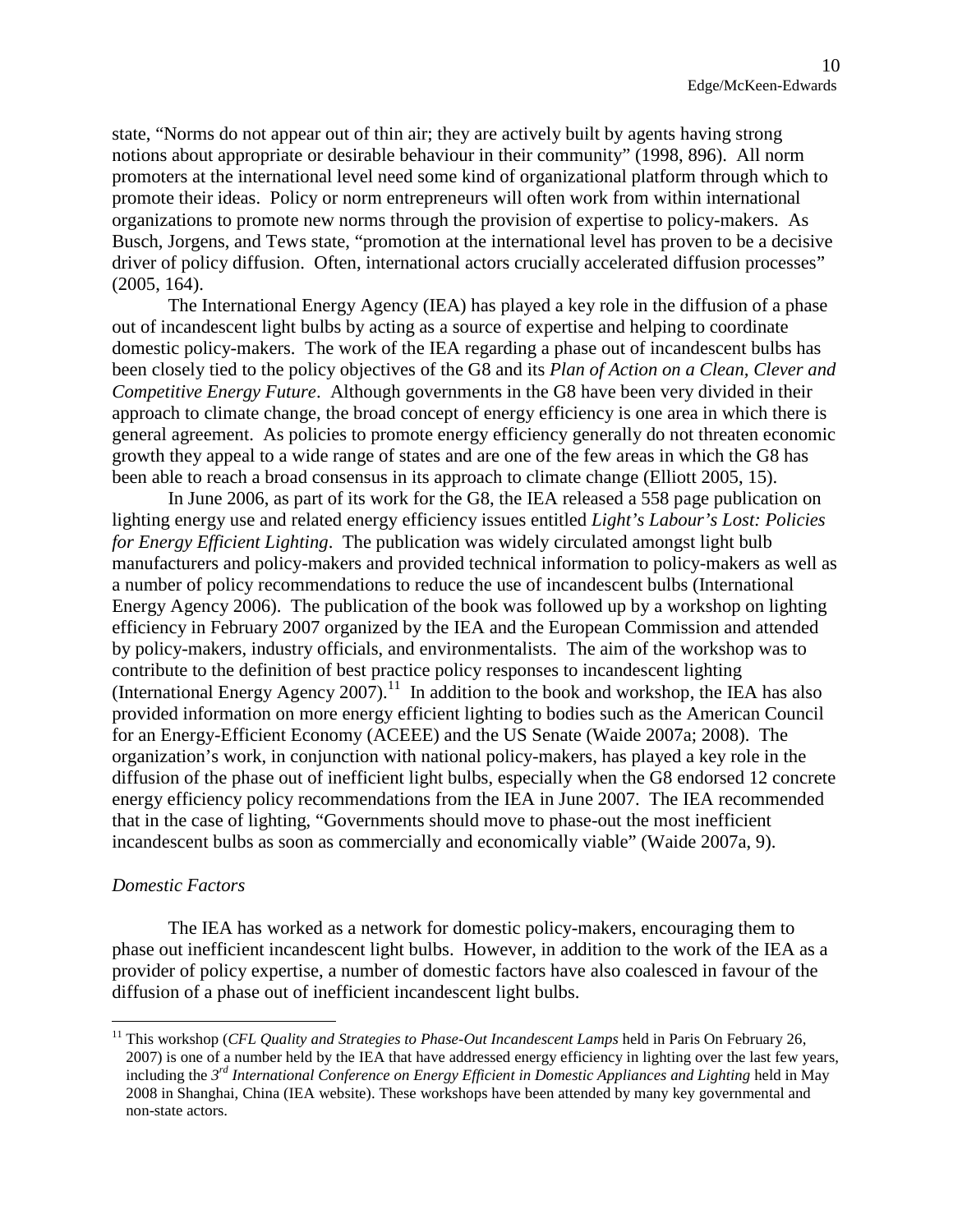state, "Norms do not appear out of thin air; they are actively built by agents having strong notions about appropriate or desirable behaviour in their community" (1998, 896). All norm promoters at the international level need some kind of organizational platform through which to promote their ideas. Policy or norm entrepreneurs will often work from within international organizations to promote new norms through the provision of expertise to policy-makers. As Busch, Jorgens, and Tews state, "promotion at the international level has proven to be a decisive driver of policy diffusion. Often, international actors crucially accelerated diffusion processes" (2005, 164).

The International Energy Agency (IEA) has played a key role in the diffusion of a phase out of incandescent light bulbs by acting as a source of expertise and helping to coordinate domestic policy-makers. The work of the IEA regarding a phase out of incandescent bulbs has been closely tied to the policy objectives of the G8 and its *Plan of Action on a Clean, Clever and Competitive Energy Future*. Although governments in the G8 have been very divided in their approach to climate change, the broad concept of energy efficiency is one area in which there is general agreement. As policies to promote energy efficiency generally do not threaten economic growth they appeal to a wide range of states and are one of the few areas in which the G8 has been able to reach a broad consensus in its approach to climate change (Elliott 2005, 15).

In June 2006, as part of its work for the G8, the IEA released a 558 page publication on lighting energy use and related energy efficiency issues entitled *Light's Labour's Lost: Policies for Energy Efficient Lighting*. The publication was widely circulated amongst light bulb manufacturers and policy-makers and provided technical information to policy-makers as well as a number of policy recommendations to reduce the use of incandescent bulbs (International Energy Agency 2006). The publication of the book was followed up by a workshop on lighting efficiency in February 2007 organized by the IEA and the European Commission and attended by policy-makers, industry officials, and environmentalists. The aim of the workshop was to contribute to the definition of best practice policy responses to incandescent lighting (International Energy Agency 2007).[11] In addition to the book and workshop, the IEA has also provided information on more energy efficient lighting to bodies such as the American Council for an Energy-Efficient Economy (ACEEE) and the US Senate (Waide 2007a; 2008). The organization's work, in conjunction with national policy-makers, has played a key role in the diffusion of the phase out of inefficient light bulbs, especially when the G8 endorsed 12 concrete energy efficiency policy recommendations from the IEA in June 2007. The IEA recommended that in the case of lighting, "Governments should move to phase-out the most inefficient incandescent bulbs as soon as commercially and economically viable" (Waide 2007a, 9).

### *Domestic Factors*

The IEA has worked as a network for domestic policy-makers, encouraging them to phase out inefficient incandescent light bulbs. However, in addition to the work of the IEA as a provider of policy expertise, a number of domestic factors have also coalesced in favour of the diffusion of a phase out of inefficient incandescent light bulbs.

[11] This workshop (*CFL Quality and Strategies to Phase-Out Incandescent Lamps* held in Paris On February 26, 2007) is one of a number held by the IEA that have addressed energy efficiency in lighting over the last few years, including the *3rd International Conference on Energy Efficient in Domestic Appliances and Lighting* held in May 2008 in Shanghai, China (IEA website). These workshops have been attended by many key governmental and non-state actors.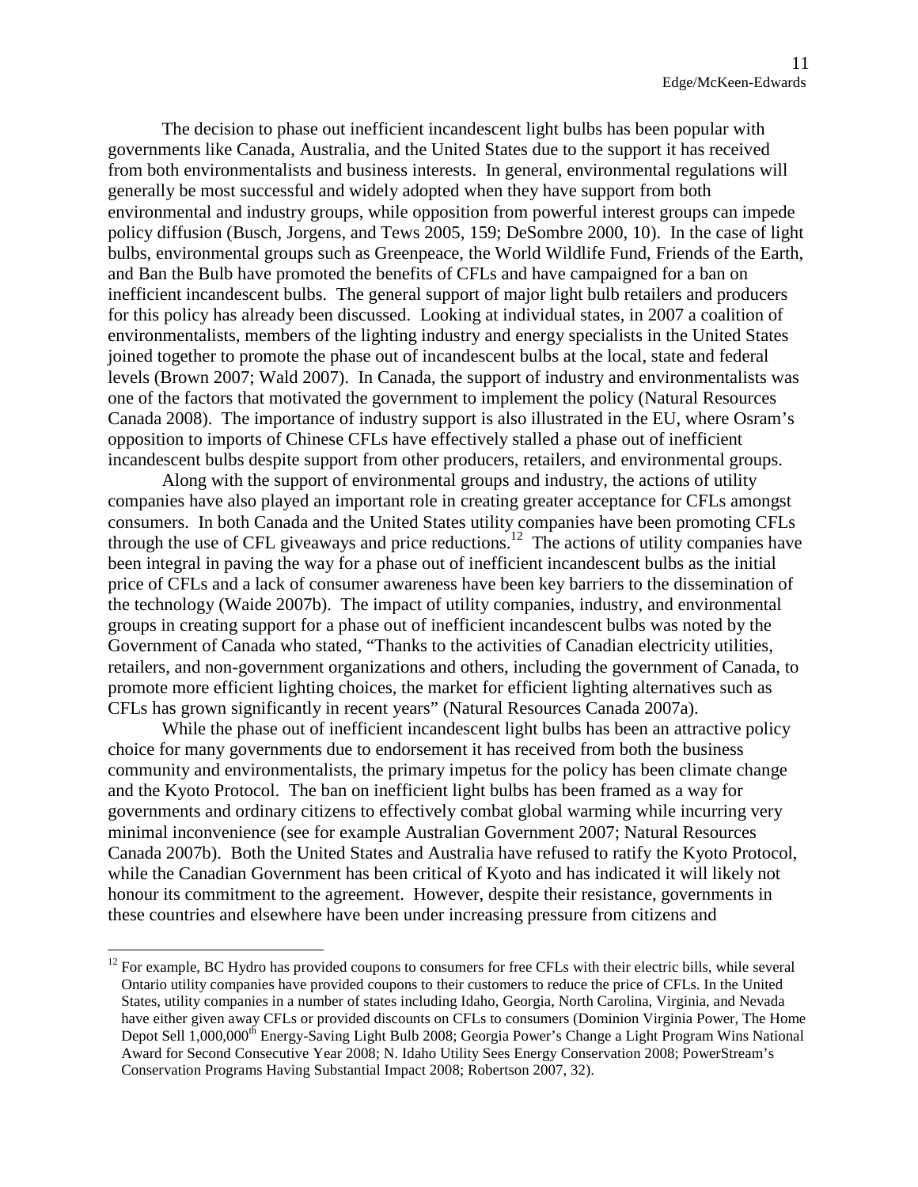The decision to phase out inefficient incandescent light bulbs has been popular with governments like Canada, Australia, and the United States due to the support it has received from both environmentalists and business interests. In general, environmental regulations will generally be most successful and widely adopted when they have support from both environmental and industry groups, while opposition from powerful interest groups can impede policy diffusion (Busch, Jorgens, and Tews 2005, 159; DeSombre 2000, 10). In the case of light bulbs, environmental groups such as Greenpeace, the World Wildlife Fund, Friends of the Earth, and Ban the Bulb have promoted the benefits of CFLs and have campaigned for a ban on inefficient incandescent bulbs. The general support of major light bulb retailers and producers for this policy has already been discussed. Looking at individual states, in 2007 a coalition of environmentalists, members of the lighting industry and energy specialists in the United States joined together to promote the phase out of incandescent bulbs at the local, state and federal levels (Brown 2007; Wald 2007). In Canada, the support of industry and environmentalists was one of the factors that motivated the government to implement the policy (Natural Resources Canada 2008). The importance of industry support is also illustrated in the EU, where Osram's opposition to imports of Chinese CFLs have effectively stalled a phase out of inefficient incandescent bulbs despite support from other producers, retailers, and environmental groups.

Along with the support of environmental groups and industry, the actions of utility companies have also played an important role in creating greater acceptance for CFLs amongst consumers. In both Canada and the United States utility companies have been promoting CFLs through the use of CFL giveaways and price reductions.[12] The actions of utility companies have been integral in paving the way for a phase out of inefficient incandescent bulbs as the initial price of CFLs and a lack of consumer awareness have been key barriers to the dissemination of the technology (Waide 2007b). The impact of utility companies, industry, and environmental groups in creating support for a phase out of inefficient incandescent bulbs was noted by the Government of Canada who stated, "Thanks to the activities of Canadian electricity utilities, retailers, and non-government organizations and others, including the government of Canada, to promote more efficient lighting choices, the market for efficient lighting alternatives such as CFLs has grown significantly in recent years" (Natural Resources Canada 2007a).

While the phase out of inefficient incandescent light bulbs has been an attractive policy choice for many governments due to endorsement it has received from both the business community and environmentalists, the primary impetus for the policy has been climate change and the Kyoto Protocol. The ban on inefficient light bulbs has been framed as a way for governments and ordinary citizens to effectively combat global warming while incurring very minimal inconvenience (see for example Australian Government 2007; Natural Resources Canada 2007b). Both the United States and Australia have refused to ratify the Kyoto Protocol, while the Canadian Government has been critical of Kyoto and has indicated it will likely not honour its commitment to the agreement. However, despite their resistance, governments in these countries and elsewhere have been under increasing pressure from citizens and

[12] For example, BC Hydro has provided coupons to consumers for free CFLs with their electric bills, while several Ontario utility companies have provided coupons to their customers to reduce the price of CFLs. In the United States, utility companies in a number of states including Idaho, Georgia, North Carolina, Virginia, and Nevada have either given away CFLs or provided discounts on CFLs to consumers (Dominion Virginia Power, The Home Depot Sell 1,000,000th Energy-Saving Light Bulb 2008; Georgia Power's Change a Light Program Wins National Award for Second Consecutive Year 2008; N. Idaho Utility Sees Energy Conservation 2008; PowerStream's Conservation Programs Having Substantial Impact 2008; Robertson 2007, 32).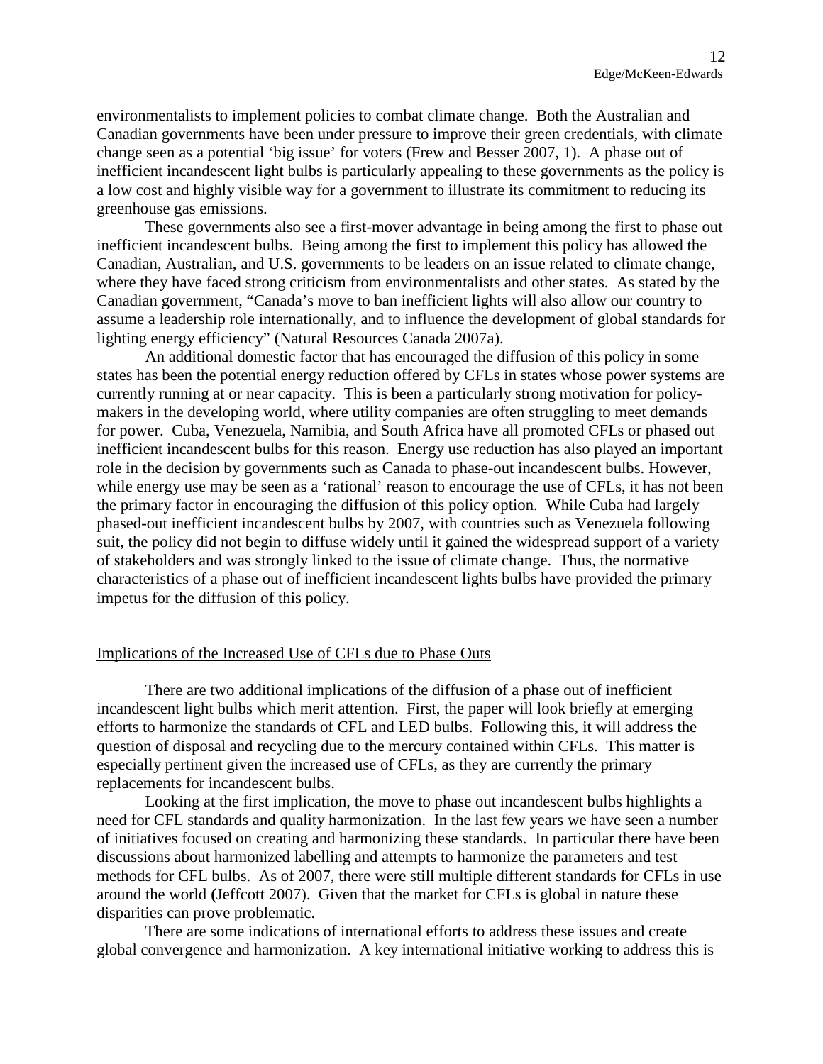environmentalists to implement policies to combat climate change. Both the Australian and Canadian governments have been under pressure to improve their green credentials, with climate change seen as a potential 'big issue' for voters (Frew and Besser 2007, 1). A phase out of inefficient incandescent light bulbs is particularly appealing to these governments as the policy is a low cost and highly visible way for a government to illustrate its commitment to reducing its greenhouse gas emissions.

These governments also see a first-mover advantage in being among the first to phase out inefficient incandescent bulbs. Being among the first to implement this policy has allowed the Canadian, Australian, and U.S. governments to be leaders on an issue related to climate change, where they have faced strong criticism from environmentalists and other states. As stated by the Canadian government, "Canada's move to ban inefficient lights will also allow our country to assume a leadership role internationally, and to influence the development of global standards for lighting energy efficiency" (Natural Resources Canada 2007a).

An additional domestic factor that has encouraged the diffusion of this policy in some states has been the potential energy reduction offered by CFLs in states whose power systems are currently running at or near capacity. This is been a particularly strong motivation for policy-makers in the developing world, where utility companies are often struggling to meet demands for power. Cuba, Venezuela, Namibia, and South Africa have all promoted CFLs or phased out inefficient incandescent bulbs for this reason. Energy use reduction has also played an important role in the decision by governments such as Canada to phase-out incandescent bulbs. However, while energy use may be seen as a 'rational' reason to encourage the use of CFLs, it has not been the primary factor in encouraging the diffusion of this policy option. While Cuba had largely phased-out inefficient incandescent bulbs by 2007, with countries such as Venezuela following suit, the policy did not begin to diffuse widely until it gained the widespread support of a variety of stakeholders and was strongly linked to the issue of climate change. Thus, the normative characteristics of a phase out of inefficient incandescent lights bulbs have provided the primary impetus for the diffusion of this policy.

## Implications of the Increased Use of CFLs due to Phase Outs

There are two additional implications of the diffusion of a phase out of inefficient incandescent light bulbs which merit attention. First, the paper will look briefly at emerging efforts to harmonize the standards of CFL and LED bulbs. Following this, it will address the question of disposal and recycling due to the mercury contained within CFLs. This matter is especially pertinent given the increased use of CFLs, as they are currently the primary replacements for incandescent bulbs.

Looking at the first implication, the move to phase out incandescent bulbs highlights a need for CFL standards and quality harmonization. In the last few years we have seen a number of initiatives focused on creating and harmonizing these standards. In particular there have been discussions about harmonized labelling and attempts to harmonize the parameters and test methods for CFL bulbs. As of 2007, there were still multiple different standards for CFLs in use around the world **(**Jeffcott 2007). Given that the market for CFLs is global in nature these disparities can prove problematic.

There are some indications of international efforts to address these issues and create global convergence and harmonization. A key international initiative working to address this is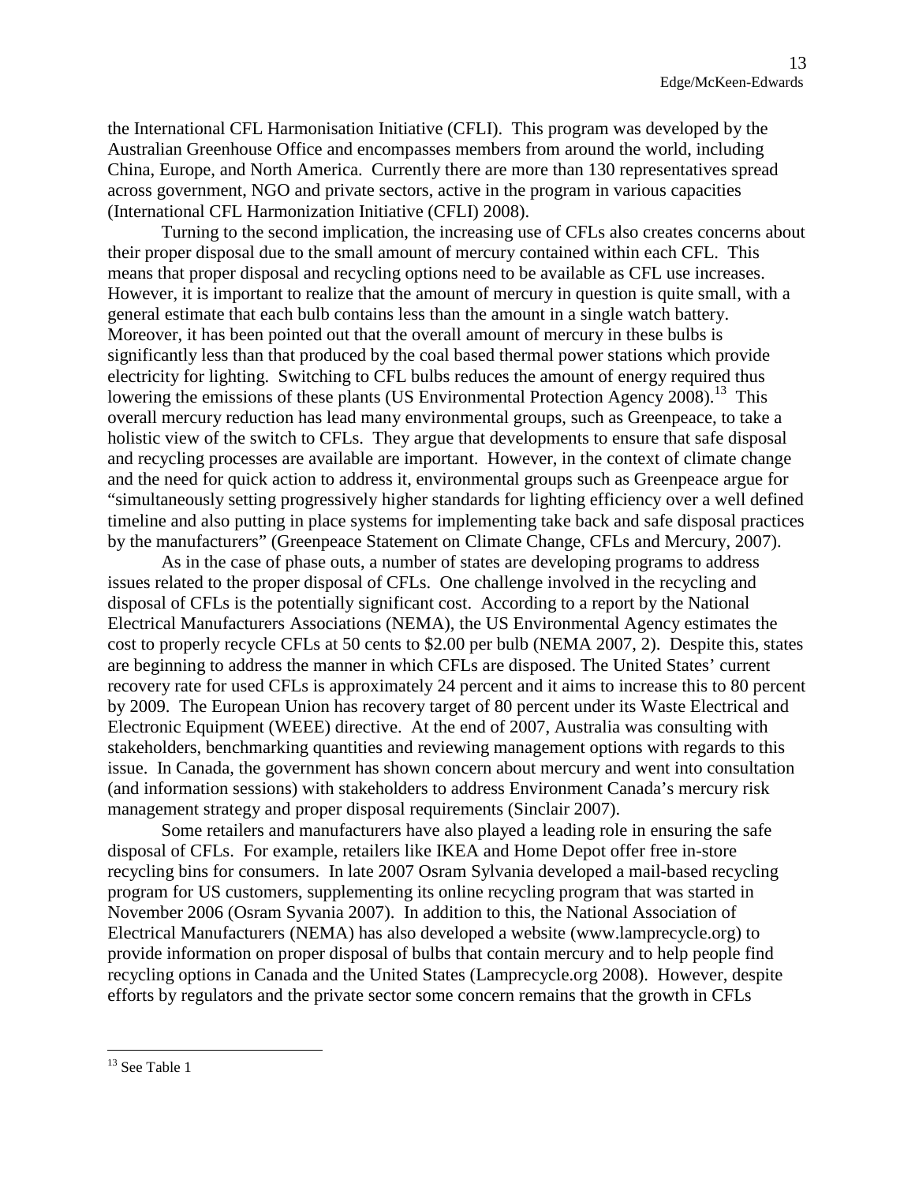the International CFL Harmonisation Initiative (CFLI). This program was developed by the Australian Greenhouse Office and encompasses members from around the world, including China, Europe, and North America. Currently there are more than 130 representatives spread across government, NGO and private sectors, active in the program in various capacities (International CFL Harmonization Initiative (CFLI) 2008).

Turning to the second implication, the increasing use of CFLs also creates concerns about their proper disposal due to the small amount of mercury contained within each CFL. This means that proper disposal and recycling options need to be available as CFL use increases. However, it is important to realize that the amount of mercury in question is quite small, with a general estimate that each bulb contains less than the amount in a single watch battery. Moreover, it has been pointed out that the overall amount of mercury in these bulbs is significantly less than that produced by the coal based thermal power stations which provide electricity for lighting. Switching to CFL bulbs reduces the amount of energy required thus lowering the emissions of these plants (US Environmental Protection Agency 2008).[13] This overall mercury reduction has lead many environmental groups, such as Greenpeace, to take a holistic view of the switch to CFLs. They argue that developments to ensure that safe disposal and recycling processes are available are important. However, in the context of climate change and the need for quick action to address it, environmental groups such as Greenpeace argue for "simultaneously setting progressively higher standards for lighting efficiency over a well defined timeline and also putting in place systems for implementing take back and safe disposal practices by the manufacturers" (Greenpeace Statement on Climate Change, CFLs and Mercury, 2007).

As in the case of phase outs, a number of states are developing programs to address issues related to the proper disposal of CFLs. One challenge involved in the recycling and disposal of CFLs is the potentially significant cost. According to a report by the National Electrical Manufacturers Associations (NEMA), the US Environmental Agency estimates the cost to properly recycle CFLs at 50 cents to $2.00 per bulb (NEMA 2007, 2). Despite this, states are beginning to address the manner in which CFLs are disposed. The United States' current recovery rate for used CFLs is approximately 24 percent and it aims to increase this to 80 percent by 2009. The European Union has recovery target of 80 percent under its Waste Electrical and Electronic Equipment (WEEE) directive. At the end of 2007, Australia was consulting with stakeholders, benchmarking quantities and reviewing management options with regards to this issue. In Canada, the government has shown concern about mercury and went into consultation (and information sessions) with stakeholders to address Environment Canada's mercury risk management strategy and proper disposal requirements (Sinclair 2007).

Some retailers and manufacturers have also played a leading role in ensuring the safe disposal of CFLs. For example, retailers like IKEA and Home Depot offer free in-store recycling bins for consumers. In late 2007 Osram Sylvania developed a mail-based recycling program for US customers, supplementing its online recycling program that was started in November 2006 (Osram Syvania 2007). In addition to this, the National Association of Electrical Manufacturers (NEMA) has also developed a website (www.lamprecycle.org) to provide information on proper disposal of bulbs that contain mercury and to help people find recycling options in Canada and the United States (Lamprecycle.org 2008). However, despite efforts by regulators and the private sector some concern remains that the growth in CFLs

[13] See Table 1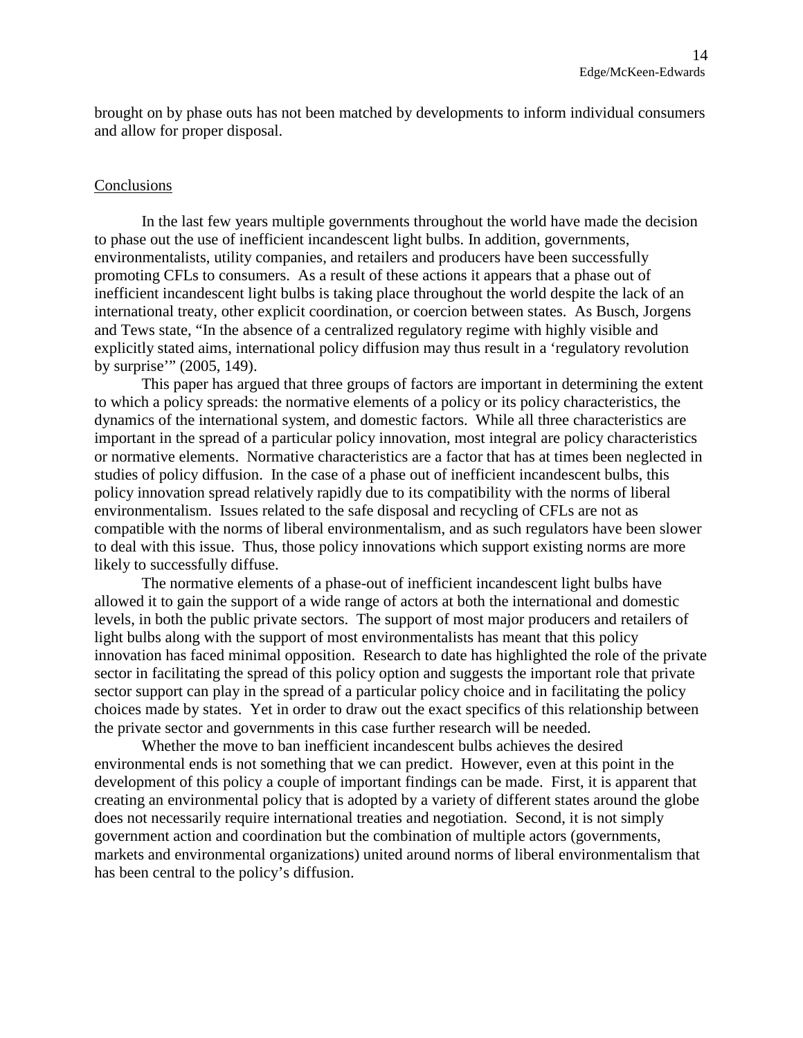brought on by phase outs has not been matched by developments to inform individual consumers and allow for proper disposal.

## Conclusions

In the last few years multiple governments throughout the world have made the decision to phase out the use of inefficient incandescent light bulbs. In addition, governments, environmentalists, utility companies, and retailers and producers have been successfully promoting CFLs to consumers. As a result of these actions it appears that a phase out of inefficient incandescent light bulbs is taking place throughout the world despite the lack of an international treaty, other explicit coordination, or coercion between states. As Busch, Jorgens and Tews state, "In the absence of a centralized regulatory regime with highly visible and explicitly stated aims, international policy diffusion may thus result in a 'regulatory revolution by surprise'" (2005, 149).

This paper has argued that three groups of factors are important in determining the extent to which a policy spreads: the normative elements of a policy or its policy characteristics, the dynamics of the international system, and domestic factors. While all three characteristics are important in the spread of a particular policy innovation, most integral are policy characteristics or normative elements. Normative characteristics are a factor that has at times been neglected in studies of policy diffusion. In the case of a phase out of inefficient incandescent bulbs, this policy innovation spread relatively rapidly due to its compatibility with the norms of liberal environmentalism. Issues related to the safe disposal and recycling of CFLs are not as compatible with the norms of liberal environmentalism, and as such regulators have been slower to deal with this issue. Thus, those policy innovations which support existing norms are more likely to successfully diffuse.

The normative elements of a phase-out of inefficient incandescent light bulbs have allowed it to gain the support of a wide range of actors at both the international and domestic levels, in both the public private sectors. The support of most major producers and retailers of light bulbs along with the support of most environmentalists has meant that this policy innovation has faced minimal opposition. Research to date has highlighted the role of the private sector in facilitating the spread of this policy option and suggests the important role that private sector support can play in the spread of a particular policy choice and in facilitating the policy choices made by states. Yet in order to draw out the exact specifics of this relationship between the private sector and governments in this case further research will be needed.

Whether the move to ban inefficient incandescent bulbs achieves the desired environmental ends is not something that we can predict. However, even at this point in the development of this policy a couple of important findings can be made. First, it is apparent that creating an environmental policy that is adopted by a variety of different states around the globe does not necessarily require international treaties and negotiation. Second, it is not simply government action and coordination but the combination of multiple actors (governments, markets and environmental organizations) united around norms of liberal environmentalism that has been central to the policy's diffusion.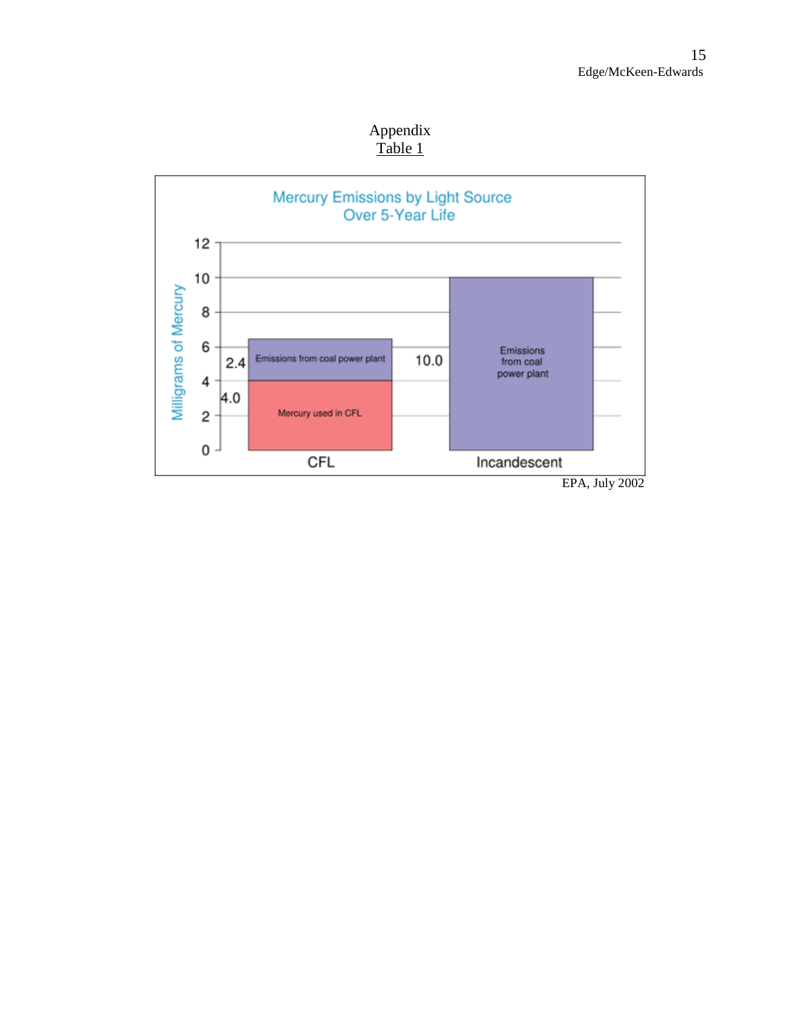Appendix

Table 1

**Mercury Emissions by Light Source Over 5-Year Life**

| Light Source | Mercury used in CFL (mg) | Emissions from coal power plant (mg) |
| --- | --- | --- |
| CFL | 4.0 | 2.4 |
| Incandescent | | 10.0 |

EPA, July 2002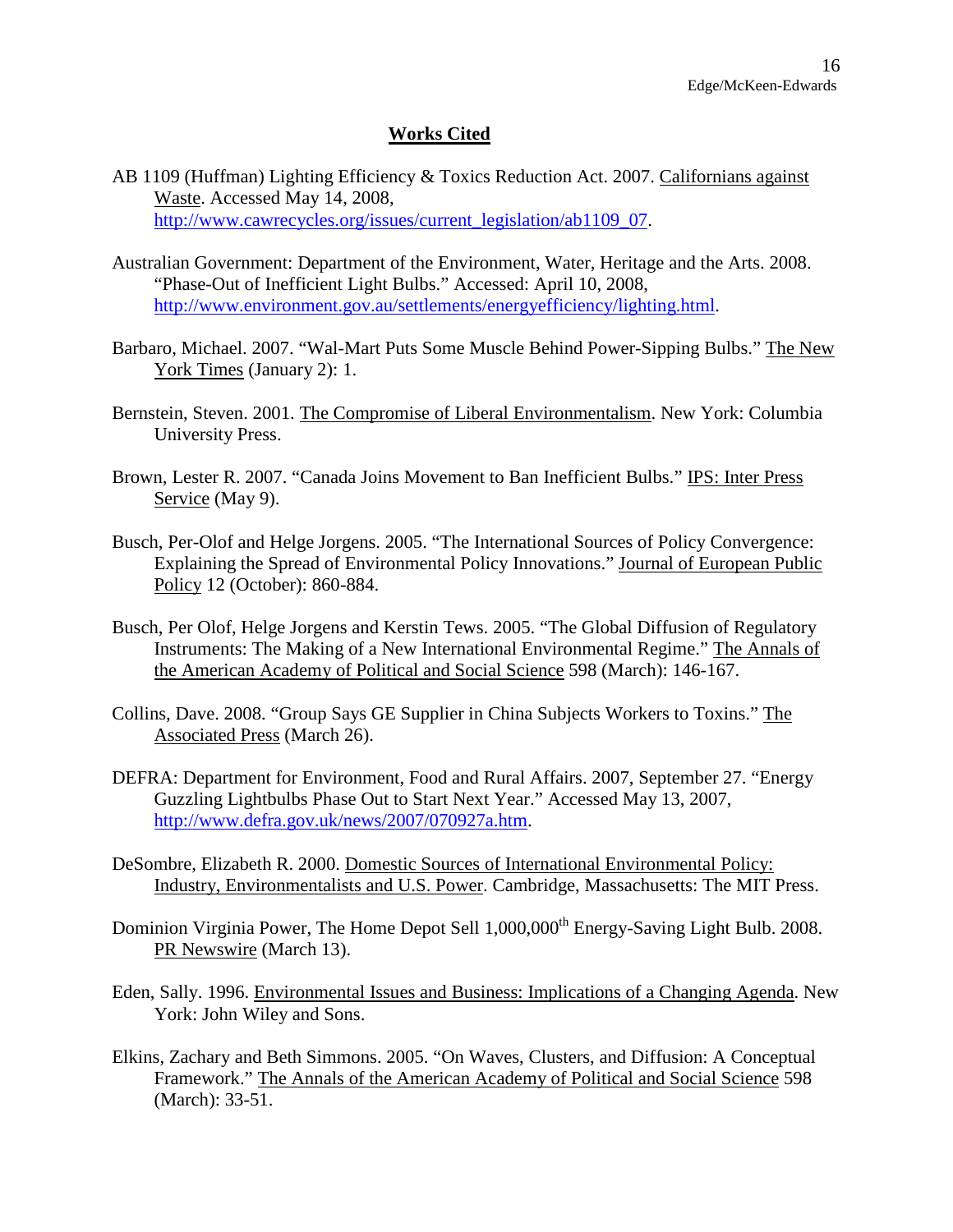## Works Cited

AB 1109 (Huffman) Lighting Efficiency & Toxics Reduction Act. 2007. Californians against Waste. Accessed May 14, 2008, http://www.cawrecycles.org/issues/current_legislation/ab1109_07.

Australian Government: Department of the Environment, Water, Heritage and the Arts. 2008. "Phase-Out of Inefficient Light Bulbs." Accessed: April 10, 2008, http://www.environment.gov.au/settlements/energyefficiency/lighting.html.

Barbaro, Michael. 2007. "Wal-Mart Puts Some Muscle Behind Power-Sipping Bulbs." The New York Times (January 2): 1.

Bernstein, Steven. 2001. The Compromise of Liberal Environmentalism. New York: Columbia University Press.

Brown, Lester R. 2007. "Canada Joins Movement to Ban Inefficient Bulbs." IPS: Inter Press Service (May 9).

Busch, Per-Olof and Helge Jorgens. 2005. "The International Sources of Policy Convergence: Explaining the Spread of Environmental Policy Innovations." Journal of European Public Policy 12 (October): 860-884.

Busch, Per Olof, Helge Jorgens and Kerstin Tews. 2005. "The Global Diffusion of Regulatory Instruments: The Making of a New International Environmental Regime." The Annals of the American Academy of Political and Social Science 598 (March): 146-167.

Collins, Dave. 2008. "Group Says GE Supplier in China Subjects Workers to Toxins." The Associated Press (March 26).

DEFRA: Department for Environment, Food and Rural Affairs. 2007, September 27. "Energy Guzzling Lightbulbs Phase Out to Start Next Year." Accessed May 13, 2007, http://www.defra.gov.uk/news/2007/070927a.htm.

DeSombre, Elizabeth R. 2000. Domestic Sources of International Environmental Policy: Industry, Environmentalists and U.S. Power. Cambridge, Massachusetts: The MIT Press.

Dominion Virginia Power, The Home Depot Sell 1,000,000th Energy-Saving Light Bulb. 2008. PR Newswire (March 13).

Eden, Sally. 1996. Environmental Issues and Business: Implications of a Changing Agenda. New York: John Wiley and Sons.

Elkins, Zachary and Beth Simmons. 2005. "On Waves, Clusters, and Diffusion: A Conceptual Framework." The Annals of the American Academy of Political and Social Science 598 (March): 33-51.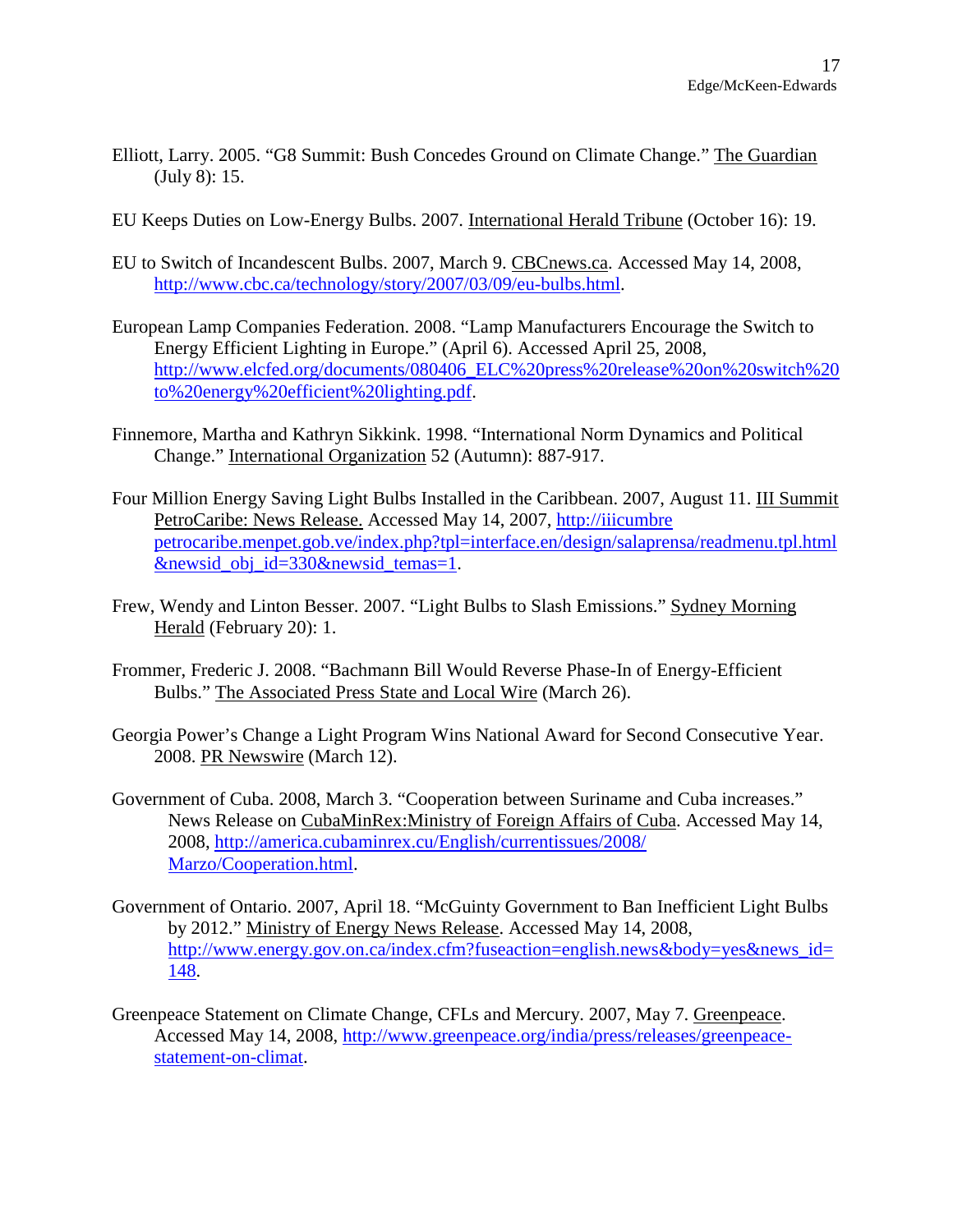Elliott, Larry. 2005. "G8 Summit: Bush Concedes Ground on Climate Change." The Guardian (July 8): 15.

EU Keeps Duties on Low-Energy Bulbs. 2007. International Herald Tribune (October 16): 19.

EU to Switch of Incandescent Bulbs. 2007, March 9. CBCnews.ca. Accessed May 14, 2008, http://www.cbc.ca/technology/story/2007/03/09/eu-bulbs.html.

European Lamp Companies Federation. 2008. "Lamp Manufacturers Encourage the Switch to Energy Efficient Lighting in Europe." (April 6). Accessed April 25, 2008, http://www.elcfed.org/documents/080406_ELC%20press%20release%20on%20switch%20to%20energy%20efficient%20lighting.pdf.

Finnemore, Martha and Kathryn Sikkink. 1998. "International Norm Dynamics and Political Change." International Organization 52 (Autumn): 887-917.

Four Million Energy Saving Light Bulbs Installed in the Caribbean. 2007, August 11. III Summit PetroCaribe: News Release. Accessed May 14, 2007, http://iiicumbre petrocaribe.menpet.gob.ve/index.php?tpl=interface.en/design/salaprensa/readmenu.tpl.html&newsid_obj_id=330&newsid_temas=1.

Frew, Wendy and Linton Besser. 2007. "Light Bulbs to Slash Emissions." Sydney Morning Herald (February 20): 1.

Frommer, Frederic J. 2008. "Bachmann Bill Would Reverse Phase-In of Energy-Efficient Bulbs." The Associated Press State and Local Wire (March 26).

Georgia Power's Change a Light Program Wins National Award for Second Consecutive Year. 2008. PR Newswire (March 12).

Government of Cuba. 2008, March 3. "Cooperation between Suriname and Cuba increases." News Release on CubaMinRex:Ministry of Foreign Affairs of Cuba. Accessed May 14, 2008, http://america.cubaminrex.cu/English/currentissues/2008/Marzo/Cooperation.html.

Government of Ontario. 2007, April 18. "McGuinty Government to Ban Inefficient Light Bulbs by 2012." Ministry of Energy News Release. Accessed May 14, 2008, http://www.energy.gov.on.ca/index.cfm?fuseaction=english.news&body=yes&news_id=148.

Greenpeace Statement on Climate Change, CFLs and Mercury. 2007, May 7. Greenpeace. Accessed May 14, 2008, http://www.greenpeace.org/india/press/releases/greenpeace-statement-on-climat.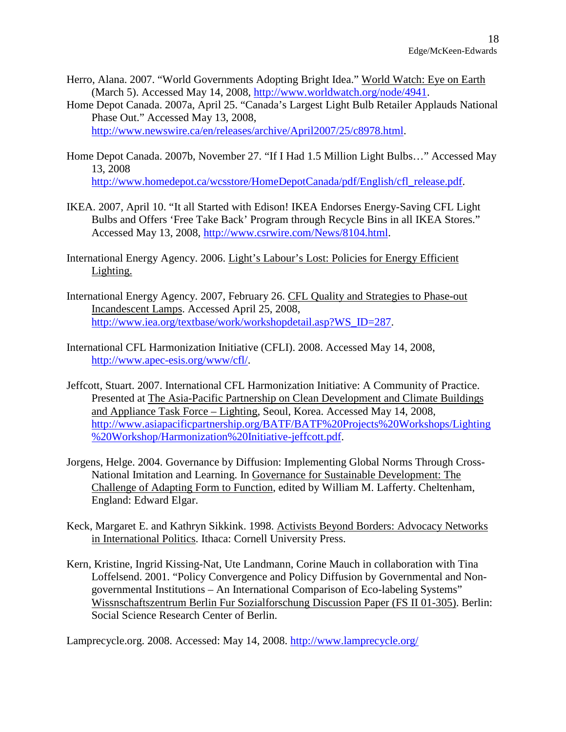Herro, Alana. 2007. "World Governments Adopting Bright Idea." World Watch: Eye on Earth (March 5). Accessed May 14, 2008, http://www.worldwatch.org/node/4941.

Home Depot Canada. 2007a, April 25. "Canada's Largest Light Bulb Retailer Applauds National Phase Out." Accessed May 13, 2008, http://www.newswire.ca/en/releases/archive/April2007/25/c8978.html.

Home Depot Canada. 2007b, November 27. "If I Had 1.5 Million Light Bulbs…" Accessed May 13, 2008 http://www.homedepot.ca/wcsstore/HomeDepotCanada/pdf/English/cfl_release.pdf.

IKEA. 2007, April 10. "It all Started with Edison! IKEA Endorses Energy-Saving CFL Light Bulbs and Offers 'Free Take Back' Program through Recycle Bins in all IKEA Stores." Accessed May 13, 2008, http://www.csrwire.com/News/8104.html.

International Energy Agency. 2006. Light's Labour's Lost: Policies for Energy Efficient Lighting.

International Energy Agency. 2007, February 26. CFL Quality and Strategies to Phase-out Incandescent Lamps. Accessed April 25, 2008, http://www.iea.org/textbase/work/workshopdetail.asp?WS_ID=287.

International CFL Harmonization Initiative (CFLI). 2008. Accessed May 14, 2008, http://www.apec-esis.org/www/cfl/.

Jeffcott, Stuart. 2007. International CFL Harmonization Initiative: A Community of Practice. Presented at The Asia-Pacific Partnership on Clean Development and Climate Buildings and Appliance Task Force – Lighting, Seoul, Korea. Accessed May 14, 2008, http://www.asiapacificpartnership.org/BATF/BATF%20Projects%20Workshops/Lighting%20Workshop/Harmonization%20Initiative-jeffcott.pdf.

Jorgens, Helge. 2004. Governance by Diffusion: Implementing Global Norms Through Cross-National Imitation and Learning. In Governance for Sustainable Development: The Challenge of Adapting Form to Function, edited by William M. Lafferty. Cheltenham, England: Edward Elgar.

Keck, Margaret E. and Kathryn Sikkink. 1998. Activists Beyond Borders: Advocacy Networks in International Politics. Ithaca: Cornell University Press.

Kern, Kristine, Ingrid Kissing-Nat, Ute Landmann, Corine Mauch in collaboration with Tina Loffelsend. 2001. "Policy Convergence and Policy Diffusion by Governmental and Non-governmental Institutions – An International Comparison of Eco-labeling Systems" Wissnschaftszentrum Berlin Fur Sozialforschung Discussion Paper (FS II 01-305). Berlin: Social Science Research Center of Berlin.

Lamprecycle.org. 2008. Accessed: May 14, 2008. http://www.lamprecycle.org/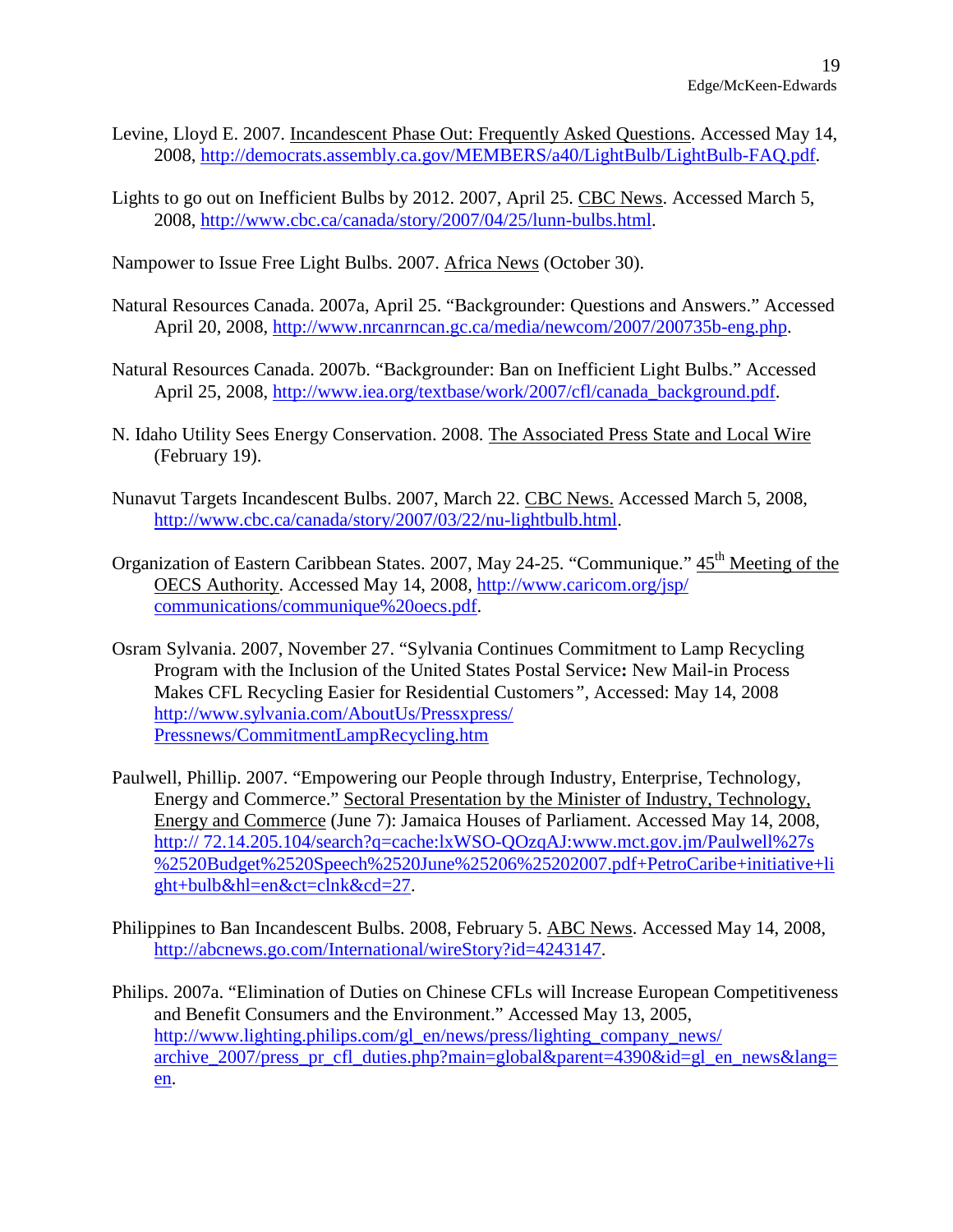Levine, Lloyd E. 2007. Incandescent Phase Out: Frequently Asked Questions. Accessed May 14, 2008, http://democrats.assembly.ca.gov/MEMBERS/a40/LightBulb/LightBulb-FAQ.pdf.

Lights to go out on Inefficient Bulbs by 2012. 2007, April 25. CBC News. Accessed March 5, 2008, http://www.cbc.ca/canada/story/2007/04/25/lunn-bulbs.html.

Nampower to Issue Free Light Bulbs. 2007. Africa News (October 30).

Natural Resources Canada. 2007a, April 25. "Backgrounder: Questions and Answers." Accessed April 20, 2008, http://www.nrcanrncan.gc.ca/media/newcom/2007/200735b-eng.php.

Natural Resources Canada. 2007b. "Backgrounder: Ban on Inefficient Light Bulbs." Accessed April 25, 2008, http://www.iea.org/textbase/work/2007/cfl/canada_background.pdf.

N. Idaho Utility Sees Energy Conservation. 2008. The Associated Press State and Local Wire (February 19).

Nunavut Targets Incandescent Bulbs. 2007, March 22. CBC News. Accessed March 5, 2008, http://www.cbc.ca/canada/story/2007/03/22/nu-lightbulb.html.

Organization of Eastern Caribbean States. 2007, May 24-25. "Communique." 45th Meeting of the OECS Authority. Accessed May 14, 2008, http://www.caricom.org/jsp/communications/communique%20oecs.pdf.

Osram Sylvania. 2007, November 27. "Sylvania Continues Commitment to Lamp Recycling Program with the Inclusion of the United States Postal Service**:** New Mail-in Process Makes CFL Recycling Easier for Residential Customers", Accessed: May 14, 2008 http://www.sylvania.com/AboutUs/Pressxpress/Pressnews/CommitmentLampRecycling.htm

Paulwell, Phillip. 2007. "Empowering our People through Industry, Enterprise, Technology, Energy and Commerce." Sectoral Presentation by the Minister of Industry, Technology, Energy and Commerce (June 7): Jamaica Houses of Parliament. Accessed May 14, 2008, http:// 72.14.205.104/search?q=cache:lxWSO-QOzqAJ:www.mct.gov.jm/Paulwell%27s%2520Budget%2520Speech%2520June%25206%25202007.pdf+PetroCaribe+initiative+light+bulb&hl=en&ct=clnk&cd=27.

Philippines to Ban Incandescent Bulbs. 2008, February 5. ABC News. Accessed May 14, 2008, http://abcnews.go.com/International/wireStory?id=4243147.

Philips. 2007a. "Elimination of Duties on Chinese CFLs will Increase European Competitiveness and Benefit Consumers and the Environment." Accessed May 13, 2005, http://www.lighting.philips.com/gl_en/news/press/lighting_company_news/archive_2007/press_pr_cfl_duties.php?main=global&parent=4390&id=gl_en_news&lang=en.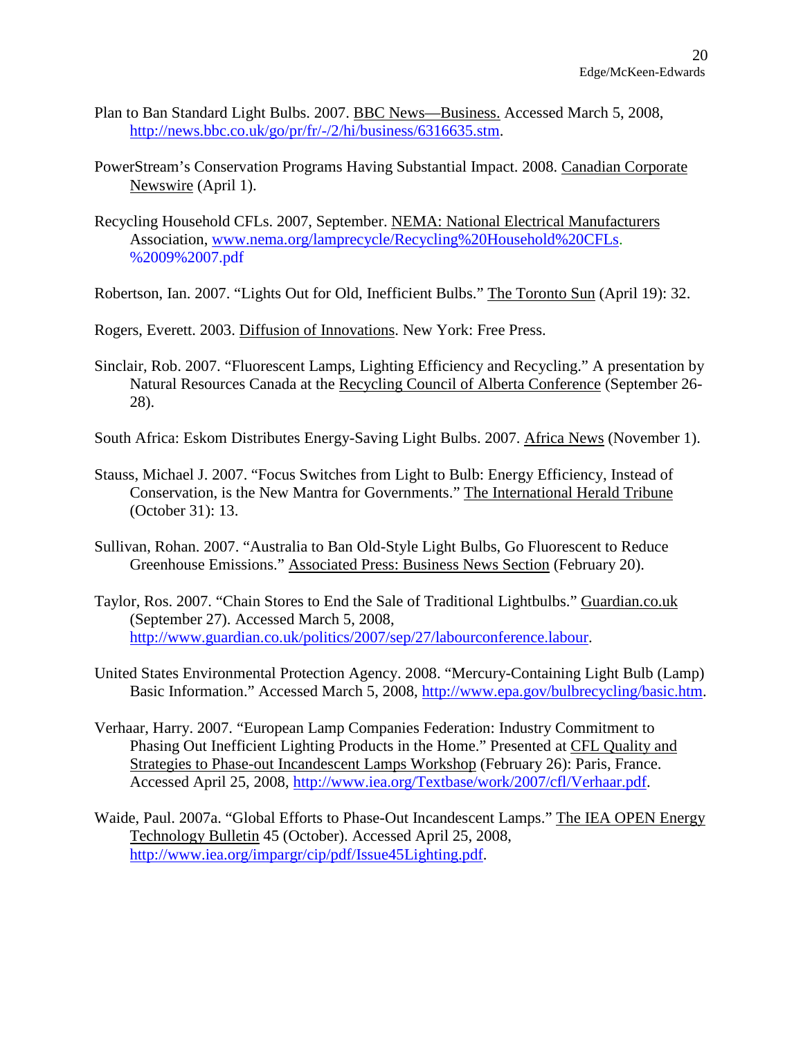Plan to Ban Standard Light Bulbs. 2007. BBC News—Business. Accessed March 5, 2008, http://news.bbc.co.uk/go/pr/fr/-/2/hi/business/6316635.stm.

PowerStream's Conservation Programs Having Substantial Impact. 2008. Canadian Corporate Newswire (April 1).

Recycling Household CFLs. 2007, September. NEMA: National Electrical Manufacturers Association, www.nema.org/lamprecycle/Recycling%20Household%20CFLs.%2009%2007.pdf

Robertson, Ian. 2007. "Lights Out for Old, Inefficient Bulbs." The Toronto Sun (April 19): 32.

Rogers, Everett. 2003. Diffusion of Innovations. New York: Free Press.

Sinclair, Rob. 2007. "Fluorescent Lamps, Lighting Efficiency and Recycling." A presentation by Natural Resources Canada at the Recycling Council of Alberta Conference (September 26-28).

South Africa: Eskom Distributes Energy-Saving Light Bulbs. 2007. Africa News (November 1).

Stauss, Michael J. 2007. "Focus Switches from Light to Bulb: Energy Efficiency, Instead of Conservation, is the New Mantra for Governments." The International Herald Tribune (October 31): 13.

Sullivan, Rohan. 2007. "Australia to Ban Old-Style Light Bulbs, Go Fluorescent to Reduce Greenhouse Emissions." Associated Press: Business News Section (February 20).

Taylor, Ros. 2007. "Chain Stores to End the Sale of Traditional Lightbulbs." Guardian.co.uk (September 27). Accessed March 5, 2008, http://www.guardian.co.uk/politics/2007/sep/27/labourconference.labour.

United States Environmental Protection Agency. 2008. "Mercury-Containing Light Bulb (Lamp) Basic Information." Accessed March 5, 2008, http://www.epa.gov/bulbrecycling/basic.htm.

Verhaar, Harry. 2007. "European Lamp Companies Federation: Industry Commitment to Phasing Out Inefficient Lighting Products in the Home." Presented at CFL Quality and Strategies to Phase-out Incandescent Lamps Workshop (February 26): Paris, France. Accessed April 25, 2008, http://www.iea.org/Textbase/work/2007/cfl/Verhaar.pdf.

Waide, Paul. 2007a. "Global Efforts to Phase-Out Incandescent Lamps." The IEA OPEN Energy Technology Bulletin 45 (October). Accessed April 25, 2008, http://www.iea.org/impargr/cip/pdf/Issue45Lighting.pdf.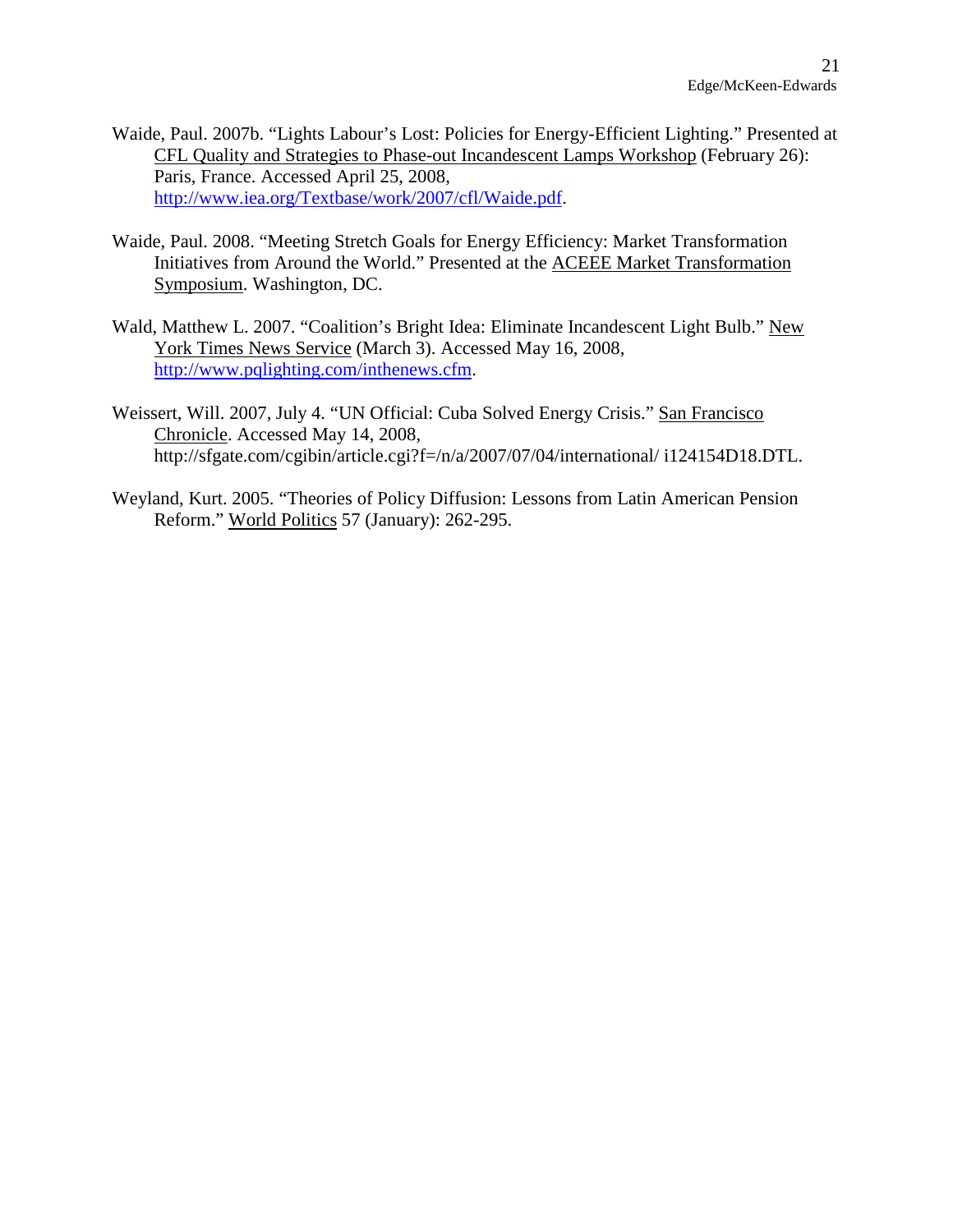Waide, Paul. 2007b. "Lights Labour's Lost: Policies for Energy-Efficient Lighting." Presented at CFL Quality and Strategies to Phase-out Incandescent Lamps Workshop (February 26): Paris, France. Accessed April 25, 2008, http://www.iea.org/Textbase/work/2007/cfl/Waide.pdf.

Waide, Paul. 2008. "Meeting Stretch Goals for Energy Efficiency: Market Transformation Initiatives from Around the World." Presented at the ACEEE Market Transformation Symposium. Washington, DC.

Wald, Matthew L. 2007. "Coalition's Bright Idea: Eliminate Incandescent Light Bulb." New York Times News Service (March 3). Accessed May 16, 2008, http://www.pqlighting.com/inthenews.cfm.

Weissert, Will. 2007, July 4. "UN Official: Cuba Solved Energy Crisis." San Francisco Chronicle. Accessed May 14, 2008, http://sfgate.com/cgibin/article.cgi?f=/n/a/2007/07/04/international/ i124154D18.DTL.

Weyland, Kurt. 2005. "Theories of Policy Diffusion: Lessons from Latin American Pension Reform." World Politics 57 (January): 262-295.